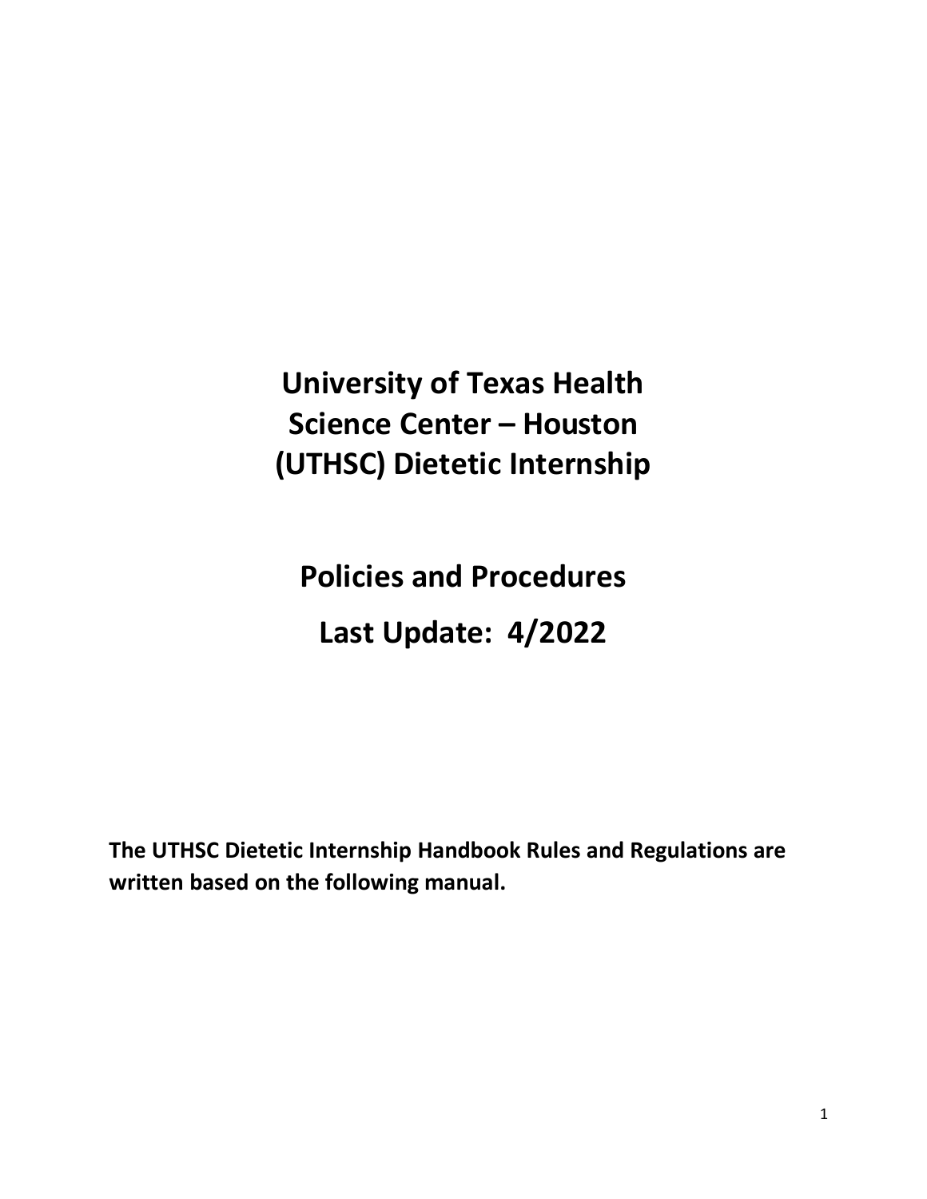# University of Texas Health Science Center – Houston (UTHSC) Dietetic Internship

## Policies and Procedures

## Last Update: 4/2022

**The UTHSC Dietetic Internship Handbook Rules and Regulations are written based on the following manual.**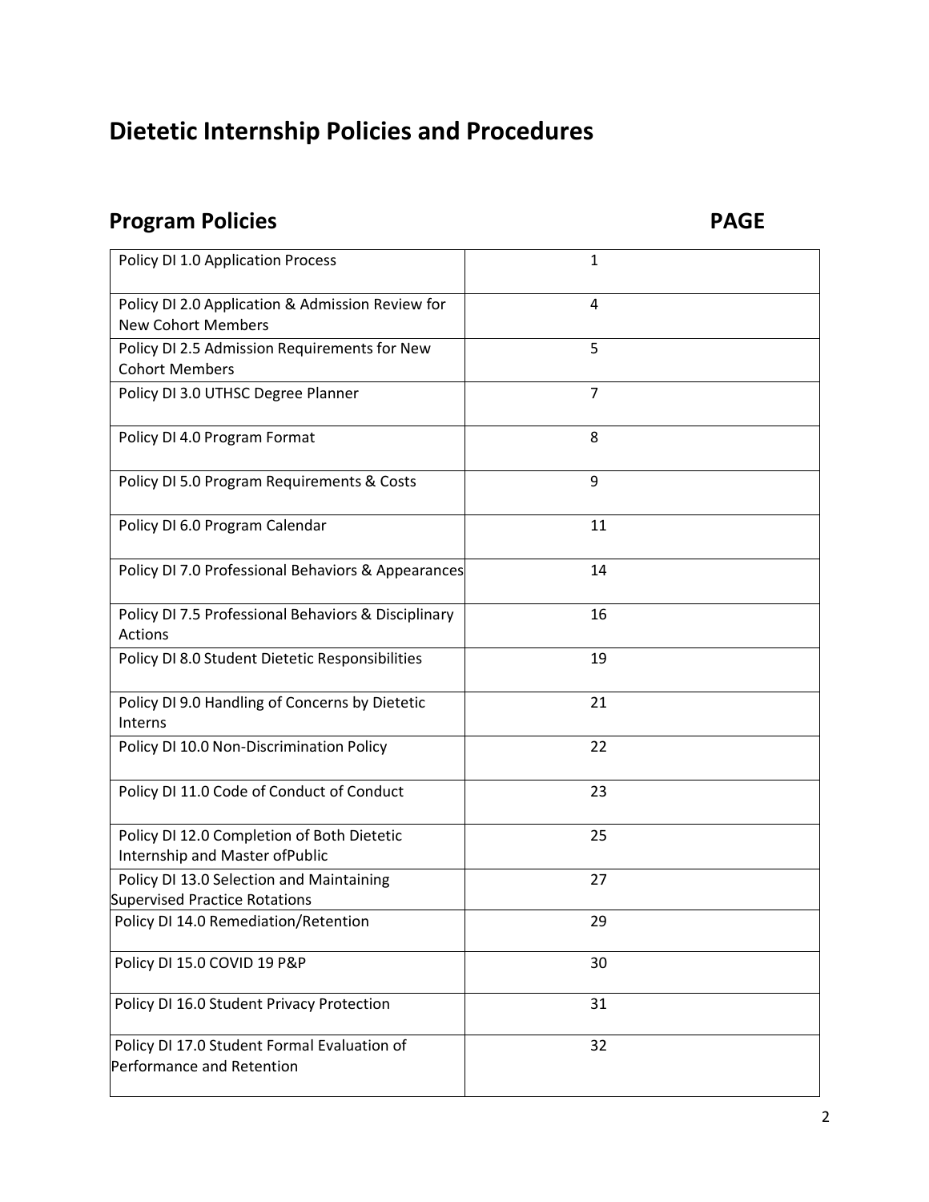# Dietetic Internship Policies and Procedures

## Program Policies

| Program Policies | PAGE |
|---|---|
| Policy DI 1.0 Application Process | 1 |
| Policy DI 2.0 Application & Admission Review for New Cohort Members | 4 |
| Policy DI 2.5 Admission Requirements for New Cohort Members | 5 |
| Policy DI 3.0 UTHSC Degree Planner | 7 |
| Policy DI 4.0 Program Format | 8 |
| Policy DI 5.0 Program Requirements & Costs | 9 |
| Policy DI 6.0 Program Calendar | 11 |
| Policy DI 7.0 Professional Behaviors & Appearances | 14 |
| Policy DI 7.5 Professional Behaviors & Disciplinary Actions | 16 |
| Policy DI 8.0 Student Dietetic Responsibilities | 19 |
| Policy DI 9.0 Handling of Concerns by Dietetic Interns | 21 |
| Policy DI 10.0 Non-Discrimination Policy | 22 |
| Policy DI 11.0 Code of Conduct of Conduct | 23 |
| Policy DI 12.0 Completion of Both Dietetic Internship and Master ofPublic | 25 |
| Policy DI 13.0 Selection and Maintaining Supervised Practice Rotations | 27 |
| Policy DI 14.0 Remediation/Retention | 29 |
| Policy DI 15.0 COVID 19 P&P | 30 |
| Policy DI 16.0 Student Privacy Protection | 31 |
| Policy DI 17.0 Student Formal Evaluation of Performance and Retention | 32 |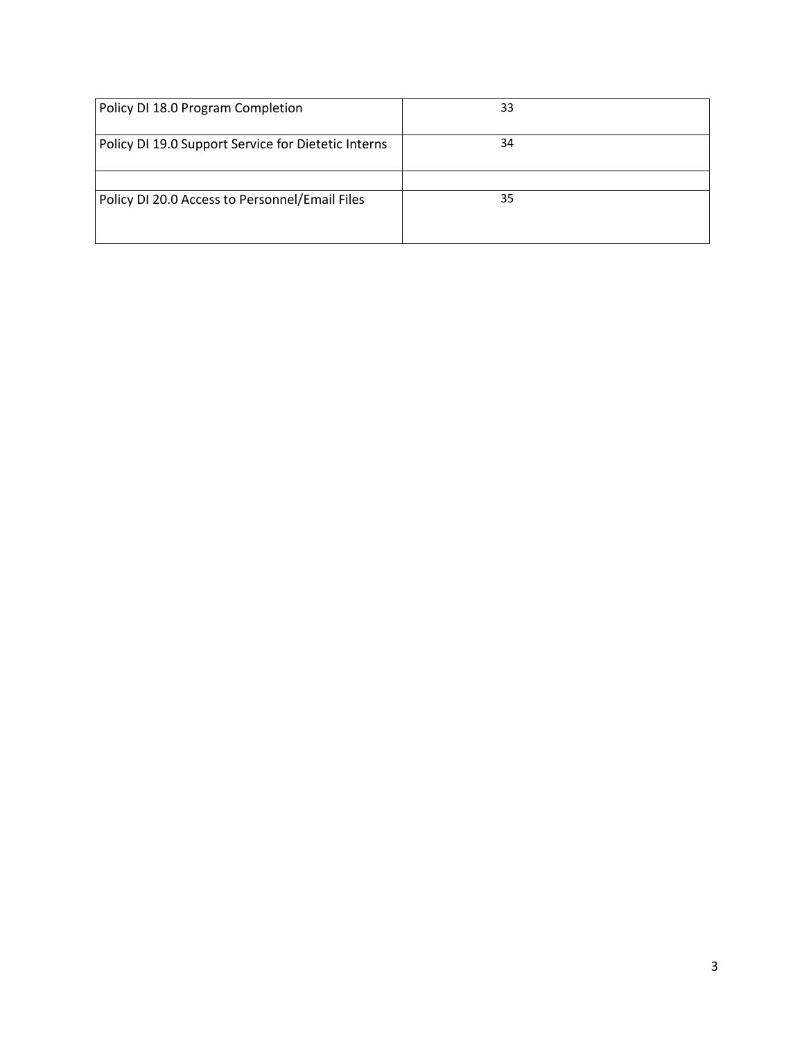| Policy DI 18.0 Program Completion | 33 |
|---|---|
| Policy DI 19.0 Support Service for Dietetic Interns | 34 |
| | |
| Policy DI 20.0 Access to Personnel/Email Files | 35 |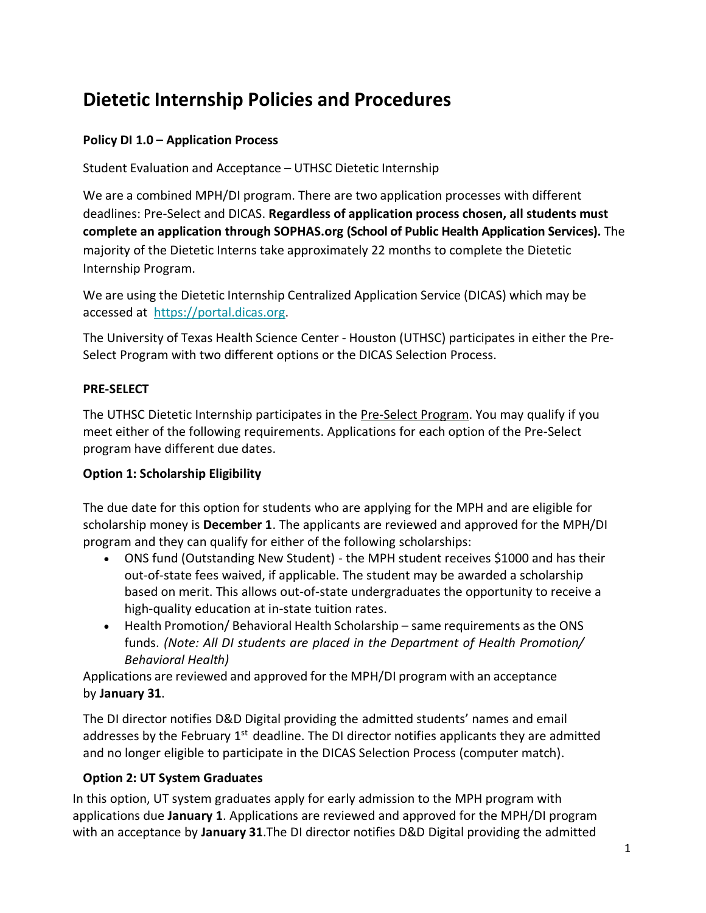# Dietetic Internship Policies and Procedures

### Policy DI 1.0 – Application Process

Student Evaluation and Acceptance – UTHSC Dietetic Internship

We are a combined MPH/DI program. There are two application processes with different deadlines: Pre-Select and DICAS. **Regardless of application process chosen, all students must complete an application through SOPHAS.org (School of Public Health Application Services).** The majority of the Dietetic Interns take approximately 22 months to complete the Dietetic Internship Program.

We are using the Dietetic Internship Centralized Application Service (DICAS) which may be accessed at https://portal.dicas.org.

The University of Texas Health Science Center - Houston (UTHSC) participates in either the Pre-Select Program with two different options or the DICAS Selection Process.

### PRE-SELECT

The UTHSC Dietetic Internship participates in the Pre-Select Program. You may qualify if you meet either of the following requirements. Applications for each option of the Pre-Select program have different due dates.

### Option 1: Scholarship Eligibility

The due date for this option for students who are applying for the MPH and are eligible for scholarship money is **December 1**. The applicants are reviewed and approved for the MPH/DI program and they can qualify for either of the following scholarships:

- ONS fund (Outstanding New Student) - the MPH student receives $1000 and has their out-of-state fees waived, if applicable. The student may be awarded a scholarship based on merit. This allows out-of-state undergraduates the opportunity to receive a high-quality education at in-state tuition rates.
- Health Promotion/ Behavioral Health Scholarship – same requirements as the ONS funds. *(Note: All DI students are placed in the Department of Health Promotion/ Behavioral Health)*

Applications are reviewed and approved for the MPH/DI program with an acceptance by **January 31**.

The DI director notifies D&D Digital providing the admitted students' names and email addresses by the February 1st deadline. The DI director notifies applicants they are admitted and no longer eligible to participate in the DICAS Selection Process (computer match).

### Option 2: UT System Graduates

In this option, UT system graduates apply for early admission to the MPH program with applications due **January 1**. Applications are reviewed and approved for the MPH/DI program with an acceptance by **January 31**.The DI director notifies D&D Digital providing the admitted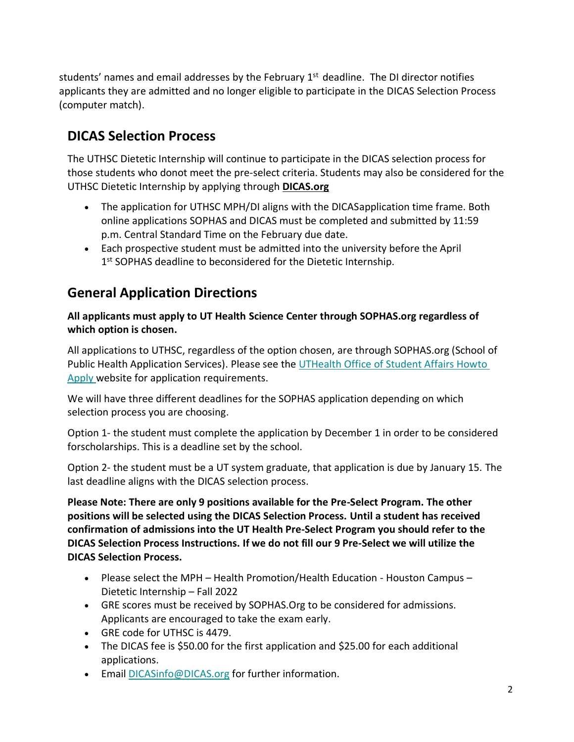students' names and email addresses by the February 1st deadline. The DI director notifies applicants they are admitted and no longer eligible to participate in the DICAS Selection Process (computer match).

## DICAS Selection Process

The UTHSC Dietetic Internship will continue to participate in the DICAS selection process for those students who donot meet the pre-select criteria. Students may also be considered for the UTHSC Dietetic Internship by applying through **DICAS.org**

- The application for UTHSC MPH/DI aligns with the DICASapplication time frame. Both online applications SOPHAS and DICAS must be completed and submitted by 11:59 p.m. Central Standard Time on the February due date.
- Each prospective student must be admitted into the university before the April 1st SOPHAS deadline to beconsidered for the Dietetic Internship.

## General Application Directions

**All applicants must apply to UT Health Science Center through SOPHAS.org regardless of which option is chosen.**

All applications to UTHSC, regardless of the option chosen, are through SOPHAS.org (School of Public Health Application Services). Please see the UTHealth Office of Student Affairs Howto Apply website for application requirements.

We will have three different deadlines for the SOPHAS application depending on which selection process you are choosing.

Option 1- the student must complete the application by December 1 in order to be considered forscholarships. This is a deadline set by the school.

Option 2- the student must be a UT system graduate, that application is due by January 15. The last deadline aligns with the DICAS selection process.

**Please Note: There are only 9 positions available for the Pre-Select Program. The other positions will be selected using the DICAS Selection Process. Until a student has received confirmation of admissions into the UT Health Pre-Select Program you should refer to the DICAS Selection Process Instructions. If we do not fill our 9 Pre-Select we will utilize the DICAS Selection Process.**

- Please select the MPH – Health Promotion/Health Education - Houston Campus – Dietetic Internship – Fall 2022
- GRE scores must be received by SOPHAS.Org to be considered for admissions. Applicants are encouraged to take the exam early.
- GRE code for UTHSC is 4479.
- The DICAS fee is $50.00 for the first application and $25.00 for each additional applications.
- Email DICASinfo@DICAS.org for further information.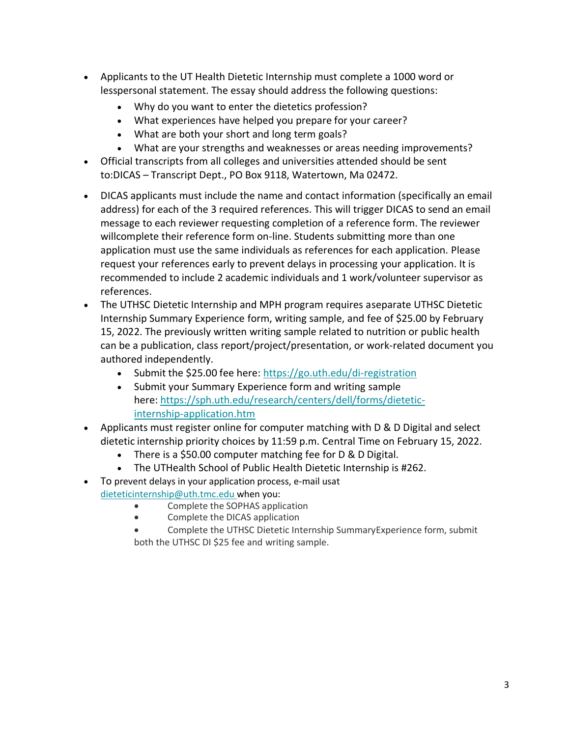- Applicants to the UT Health Dietetic Internship must complete a 1000 word or lesspersonal statement. The essay should address the following questions:
  - Why do you want to enter the dietetics profession?
  - What experiences have helped you prepare for your career?
  - What are both your short and long term goals?
  - What are your strengths and weaknesses or areas needing improvements?
- Official transcripts from all colleges and universities attended should be sent to:DICAS – Transcript Dept., PO Box 9118, Watertown, Ma 02472.

- DICAS applicants must include the name and contact information (specifically an email address) for each of the 3 required references. This will trigger DICAS to send an email message to each reviewer requesting completion of a reference form. The reviewer willcomplete their reference form on-line. Students submitting more than one application must use the same individuals as references for each application. Please request your references early to prevent delays in processing your application. It is recommended to include 2 academic individuals and 1 work/volunteer supervisor as references.
- The UTHSC Dietetic Internship and MPH program requires aseparate UTHSC Dietetic Internship Summary Experience form, writing sample, and fee of $25.00 by February 15, 2022. The previously written writing sample related to nutrition or public health can be a publication, class report/project/presentation, or work-related document you authored independently.
  - Submit the $25.00 fee here: https://go.uth.edu/di-registration
  - Submit your Summary Experience form and writing sample here: https://sph.uth.edu/research/centers/dell/forms/dietetic-internship-application.htm
- Applicants must register online for computer matching with D & D Digital and select dietetic internship priority choices by 11:59 p.m. Central Time on February 15, 2022.
  - There is a $50.00 computer matching fee for D & D Digital.
  - The UTHealth School of Public Health Dietetic Internship is #262.
- To prevent delays in your application process, e-mail usat dieteticinternship@uth.tmc.edu when you:
  - Complete the SOPHAS application
  - Complete the DICAS application
  - Complete the UTHSC Dietetic Internship SummaryExperience form, submit both the UTHSC DI $25 fee and writing sample.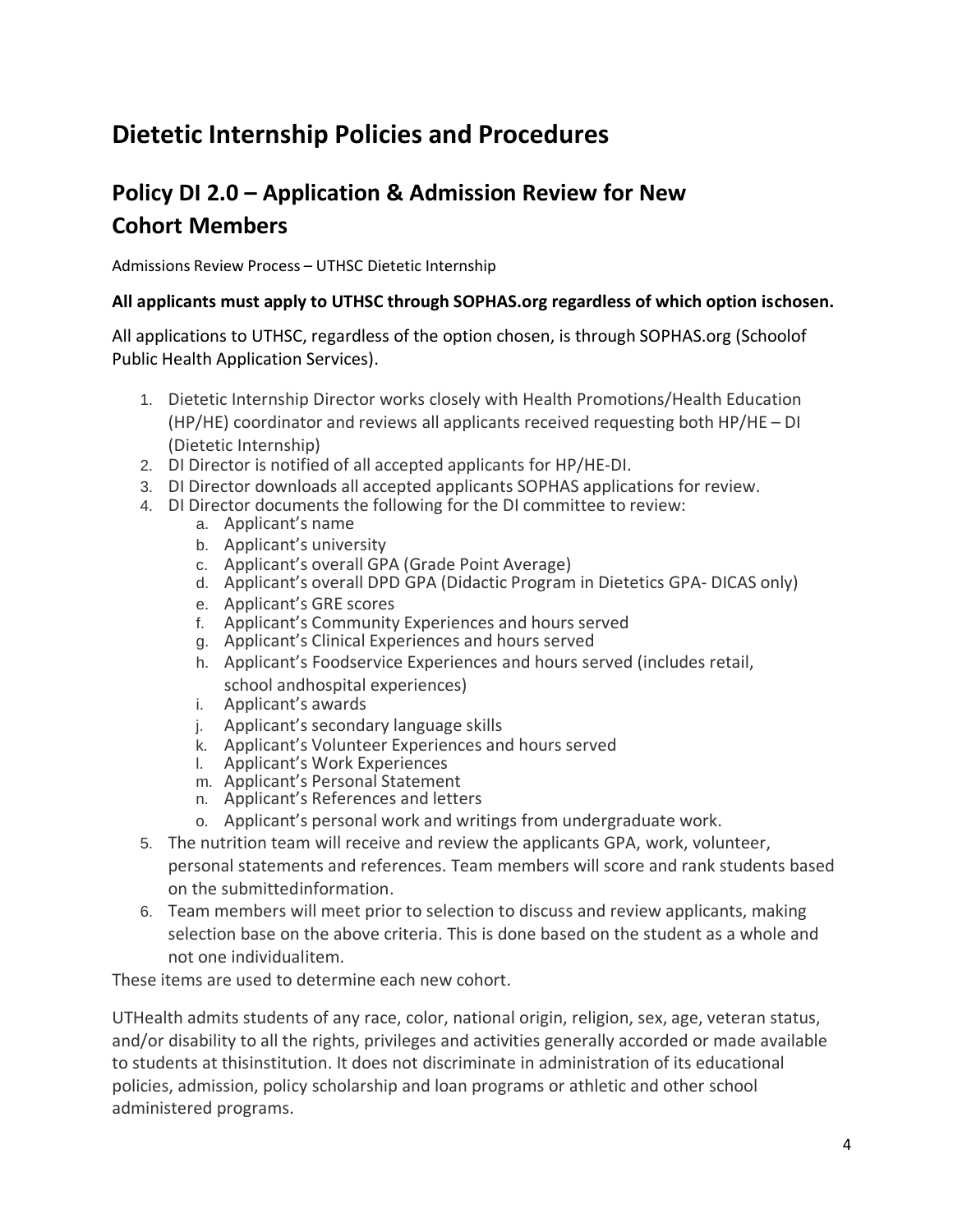# Dietetic Internship Policies and Procedures

## Policy DI 2.0 – Application & Admission Review for New Cohort Members

Admissions Review Process – UTHSC Dietetic Internship

**All applicants must apply to UTHSC through SOPHAS.org regardless of which option ischosen.**

All applications to UTHSC, regardless of the option chosen, is through SOPHAS.org (Schoolof Public Health Application Services).

1. Dietetic Internship Director works closely with Health Promotions/Health Education (HP/HE) coordinator and reviews all applicants received requesting both HP/HE – DI (Dietetic Internship)
2. DI Director is notified of all accepted applicants for HP/HE-DI.
3. DI Director downloads all accepted applicants SOPHAS applications for review.
4. DI Director documents the following for the DI committee to review:
   a. Applicant's name
   b. Applicant's university
   c. Applicant's overall GPA (Grade Point Average)
   d. Applicant's overall DPD GPA (Didactic Program in Dietetics GPA- DICAS only)
   e. Applicant's GRE scores
   f. Applicant's Community Experiences and hours served
   g. Applicant's Clinical Experiences and hours served
   h. Applicant's Foodservice Experiences and hours served (includes retail, school andhospital experiences)
   i. Applicant's awards
   j. Applicant's secondary language skills
   k. Applicant's Volunteer Experiences and hours served
   l. Applicant's Work Experiences
   m. Applicant's Personal Statement
   n. Applicant's References and letters
   o. Applicant's personal work and writings from undergraduate work.
5. The nutrition team will receive and review the applicants GPA, work, volunteer, personal statements and references. Team members will score and rank students based on the submittedinformation.
6. Team members will meet prior to selection to discuss and review applicants, making selection base on the above criteria. This is done based on the student as a whole and not one individualitem.

These items are used to determine each new cohort.

UTHealth admits students of any race, color, national origin, religion, sex, age, veteran status, and/or disability to all the rights, privileges and activities generally accorded or made available to students at thisinstitution. It does not discriminate in administration of its educational policies, admission, policy scholarship and loan programs or athletic and other school administered programs.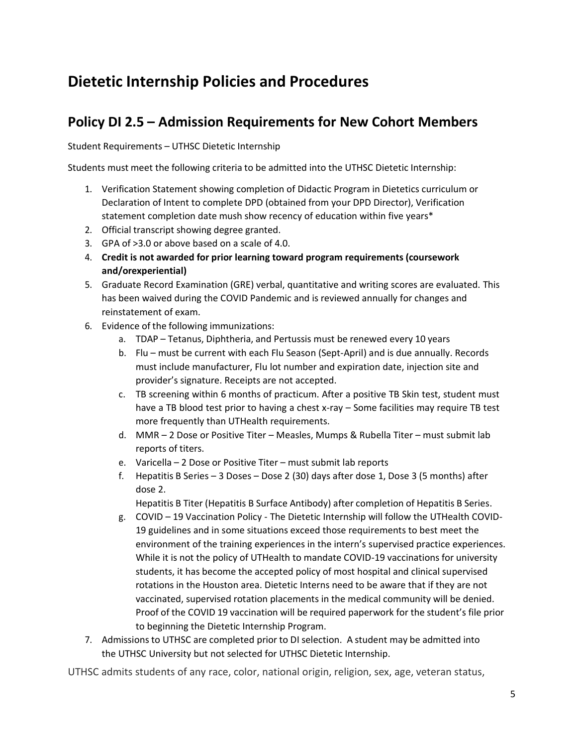# Dietetic Internship Policies and Procedures

## Policy DI 2.5 – Admission Requirements for New Cohort Members

Student Requirements – UTHSC Dietetic Internship

Students must meet the following criteria to be admitted into the UTHSC Dietetic Internship:

1. Verification Statement showing completion of Didactic Program in Dietetics curriculum or Declaration of Intent to complete DPD (obtained from your DPD Director), Verification statement completion date mush show recency of education within five years*
2. Official transcript showing degree granted.
3. GPA of >3.0 or above based on a scale of 4.0.
4. **Credit is not awarded for prior learning toward program requirements (coursework and/orexperiential)**
5. Graduate Record Examination (GRE) verbal, quantitative and writing scores are evaluated. This has been waived during the COVID Pandemic and is reviewed annually for changes and reinstatement of exam.
6. Evidence of the following immunizations:
   a. TDAP – Tetanus, Diphtheria, and Pertussis must be renewed every 10 years
   b. Flu – must be current with each Flu Season (Sept-April) and is due annually. Records must include manufacturer, Flu lot number and expiration date, injection site and provider's signature. Receipts are not accepted.
   c. TB screening within 6 months of practicum. After a positive TB Skin test, student must have a TB blood test prior to having a chest x-ray – Some facilities may require TB test more frequently than UTHealth requirements.
   d. MMR – 2 Dose or Positive Titer – Measles, Mumps & Rubella Titer – must submit lab reports of titers.
   e. Varicella – 2 Dose or Positive Titer – must submit lab reports
   f. Hepatitis B Series – 3 Doses – Dose 2 (30) days after dose 1, Dose 3 (5 months) after dose 2.
      Hepatitis B Titer (Hepatitis B Surface Antibody) after completion of Hepatitis B Series.
   g. COVID – 19 Vaccination Policy - The Dietetic Internship will follow the UTHealth COVID-19 guidelines and in some situations exceed those requirements to best meet the environment of the training experiences in the intern's supervised practice experiences. While it is not the policy of UTHealth to mandate COVID-19 vaccinations for university students, it has become the accepted policy of most hospital and clinical supervised rotations in the Houston area. Dietetic Interns need to be aware that if they are not vaccinated, supervised rotation placements in the medical community will be denied. Proof of the COVID 19 vaccination will be required paperwork for the student's file prior to beginning the Dietetic Internship Program.
7. Admissions to UTHSC are completed prior to DI selection. A student may be admitted into the UTHSC University but not selected for UTHSC Dietetic Internship.

UTHSC admits students of any race, color, national origin, religion, sex, age, veteran status,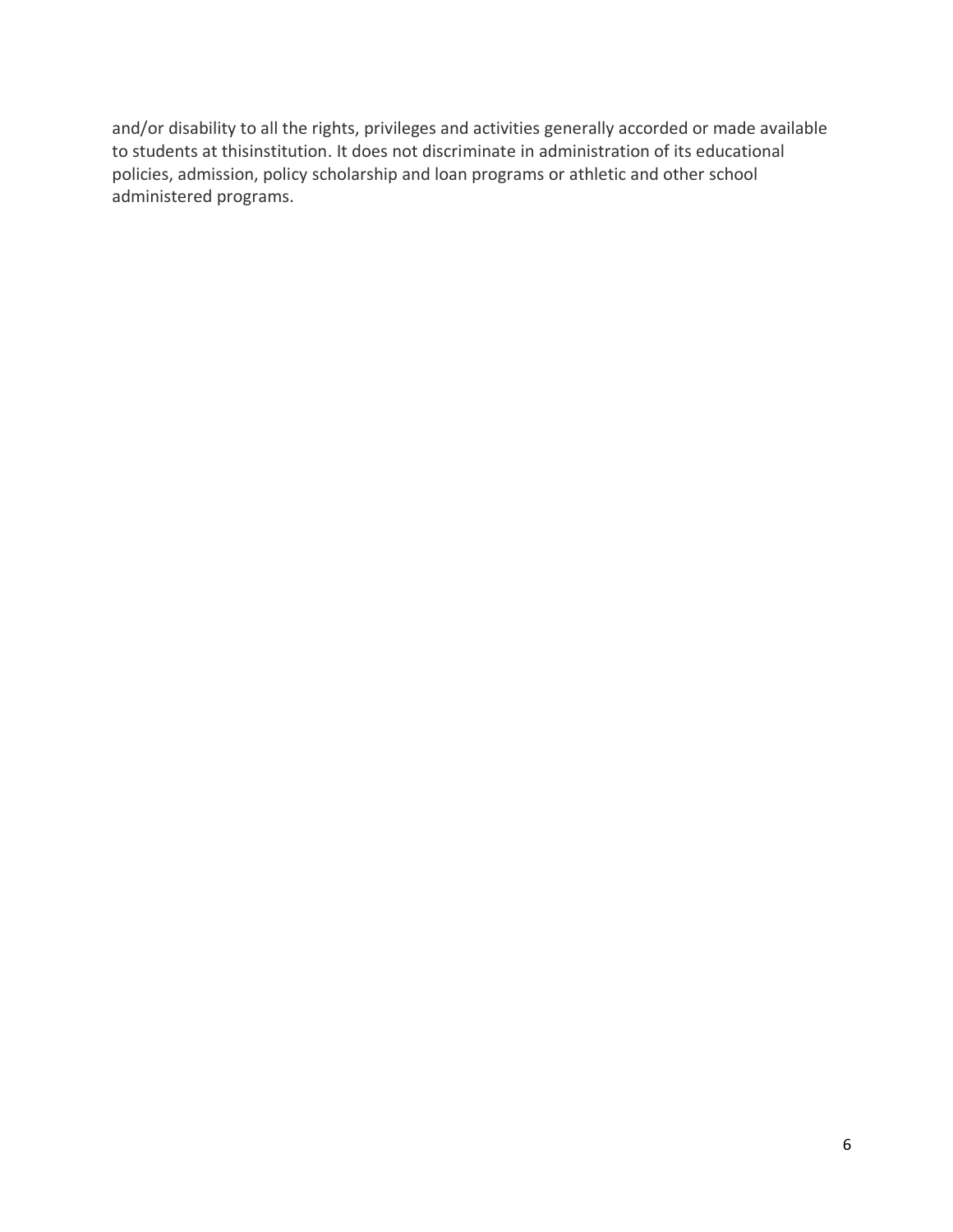and/or disability to all the rights, privileges and activities generally accorded or made available to students at thisinstitution. It does not discriminate in administration of its educational policies, admission, policy scholarship and loan programs or athletic and other school administered programs.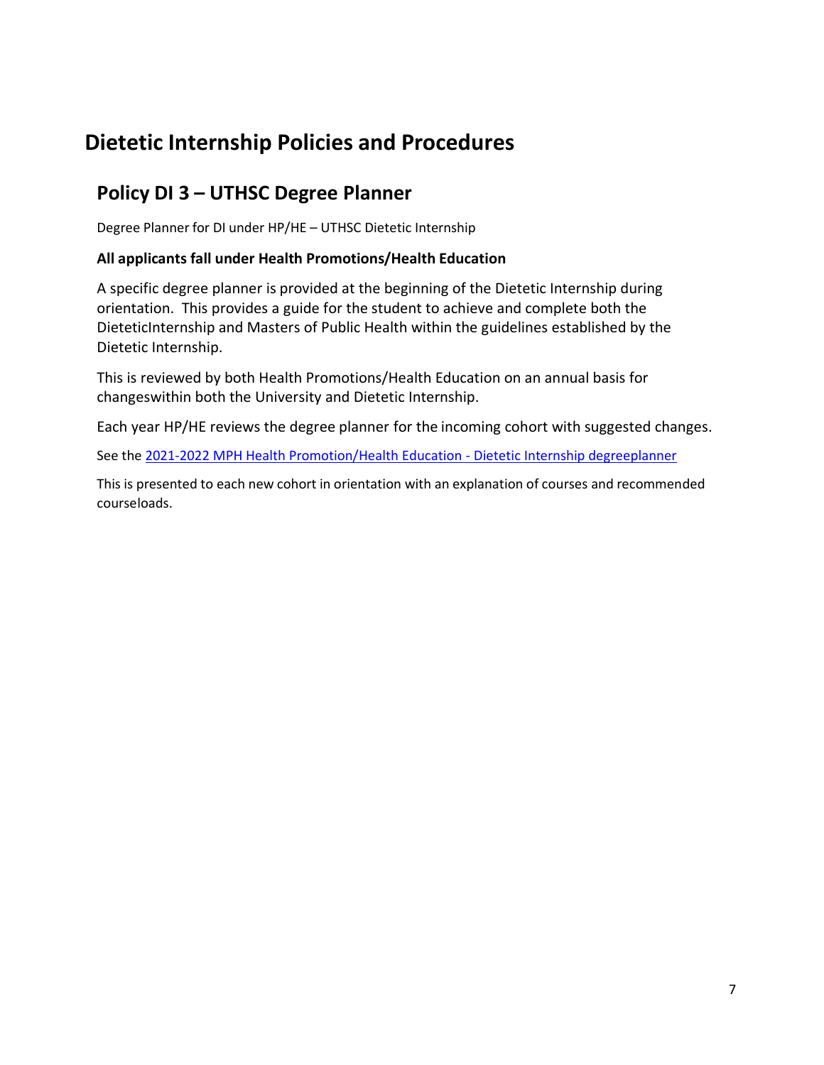# Dietetic Internship Policies and Procedures

## Policy DI 3 – UTHSC Degree Planner

Degree Planner for DI under HP/HE – UTHSC Dietetic Internship

**All applicants fall under Health Promotions/Health Education**

A specific degree planner is provided at the beginning of the Dietetic Internship during orientation. This provides a guide for the student to achieve and complete both the DieteticInternship and Masters of Public Health within the guidelines established by the Dietetic Internship.

This is reviewed by both Health Promotions/Health Education on an annual basis for changeswithin both the University and Dietetic Internship.

Each year HP/HE reviews the degree planner for the incoming cohort with suggested changes.

See the 2021-2022 MPH Health Promotion/Health Education - Dietetic Internship degreeplanner

This is presented to each new cohort in orientation with an explanation of courses and recommended courseloads.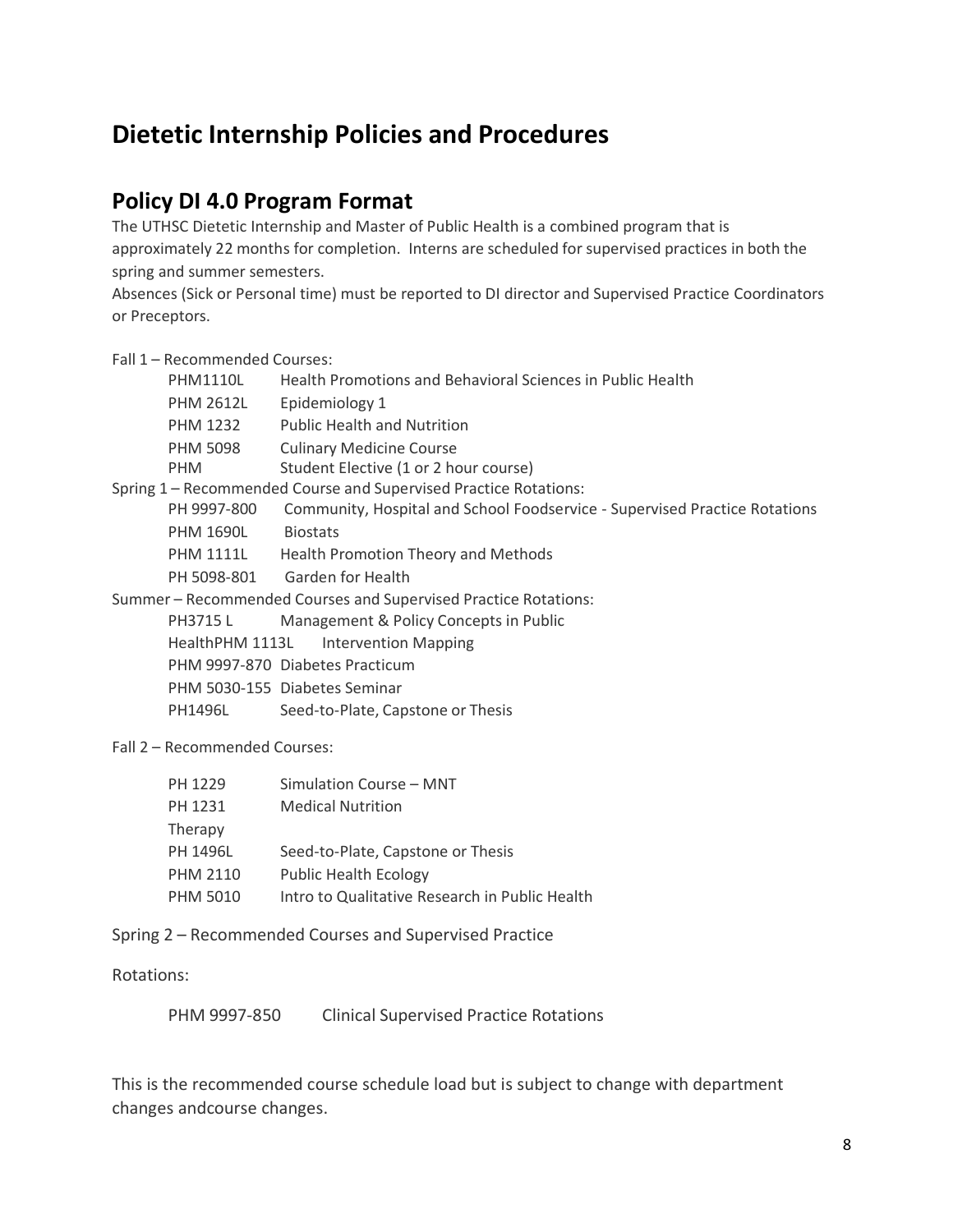# Dietetic Internship Policies and Procedures

## Policy DI 4.0 Program Format

The UTHSC Dietetic Internship and Master of Public Health is a combined program that is approximately 22 months for completion. Interns are scheduled for supervised practices in both the spring and summer semesters.

Absences (Sick or Personal time) must be reported to DI director and Supervised Practice Coordinators or Preceptors.

Fall 1 – Recommended Courses:

- PHM1110L Health Promotions and Behavioral Sciences in Public Health
- PHM 2612L Epidemiology 1
- PHM 1232 Public Health and Nutrition
- PHM 5098 Culinary Medicine Course
- PHM Student Elective (1 or 2 hour course)

Spring 1 – Recommended Course and Supervised Practice Rotations:

- PH 9997-800 Community, Hospital and School Foodservice - Supervised Practice Rotations
- PHM 1690L Biostats
- PHM 1111L Health Promotion Theory and Methods
- PH 5098-801 Garden for Health

Summer – Recommended Courses and Supervised Practice Rotations:

- PH3715 L Management & Policy Concepts in Public
- HealthPHM 1113L Intervention Mapping
- PHM 9997-870 Diabetes Practicum
- PHM 5030-155 Diabetes Seminar
- PH1496L Seed-to-Plate, Capstone or Thesis

Fall 2 – Recommended Courses:

- PH 1229 Simulation Course – MNT
- PH 1231 Medical Nutrition Therapy
- PH 1496L Seed-to-Plate, Capstone or Thesis
- PHM 2110 Public Health Ecology
- PHM 5010 Intro to Qualitative Research in Public Health

Spring 2 – Recommended Courses and Supervised Practice

Rotations:

- PHM 9997-850 Clinical Supervised Practice Rotations

This is the recommended course schedule load but is subject to change with department changes andcourse changes.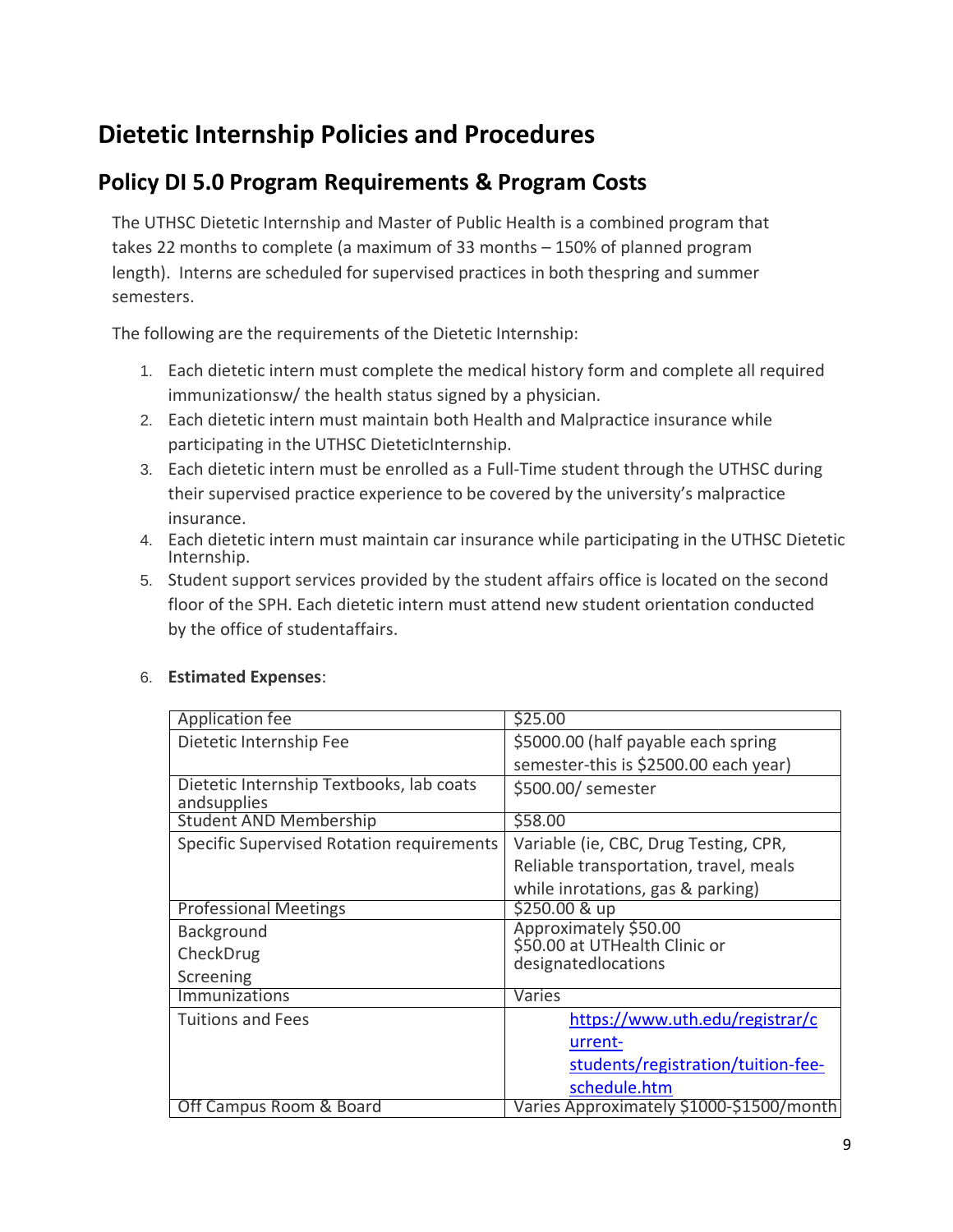# Dietetic Internship Policies and Procedures

## Policy DI 5.0 Program Requirements & Program Costs

The UTHSC Dietetic Internship and Master of Public Health is a combined program that takes 22 months to complete (a maximum of 33 months – 150% of planned program length). Interns are scheduled for supervised practices in both thespring and summer semesters.

The following are the requirements of the Dietetic Internship:

1. Each dietetic intern must complete the medical history form and complete all required immunizationsw/ the health status signed by a physician.
2. Each dietetic intern must maintain both Health and Malpractice insurance while participating in the UTHSC DieteticInternship.
3. Each dietetic intern must be enrolled as a Full-Time student through the UTHSC during their supervised practice experience to be covered by the university's malpractice insurance.
4. Each dietetic intern must maintain car insurance while participating in the UTHSC Dietetic Internship.
5. Student support services provided by the student affairs office is located on the second floor of the SPH. Each dietetic intern must attend new student orientation conducted by the office of studentaffairs.
6. **Estimated Expenses**:

| Application fee | $25.00 |
|---|---|
| Dietetic Internship Fee | $5000.00 (half payable each spring semester-this is $2500.00 each year) |
| Dietetic Internship Textbooks, lab coats andsupplies | $500.00/ semester |
| Student AND Membership | $58.00 |
| Specific Supervised Rotation requirements | Variable (ie, CBC, Drug Testing, CPR, Reliable transportation, travel, meals while inrotations, gas & parking) |
| Professional Meetings | $250.00 & up |
| Background CheckDrug Screening | Approximately $50.00 $50.00 at UTHealth Clinic or designatedlocations |
| Immunizations | Varies |
| Tuitions and Fees | https://www.uth.edu/registrar/current-students/registration/tuition-fee-schedule.htm |
| Off Campus Room & Board | Varies Approximately $1000-$1500/month |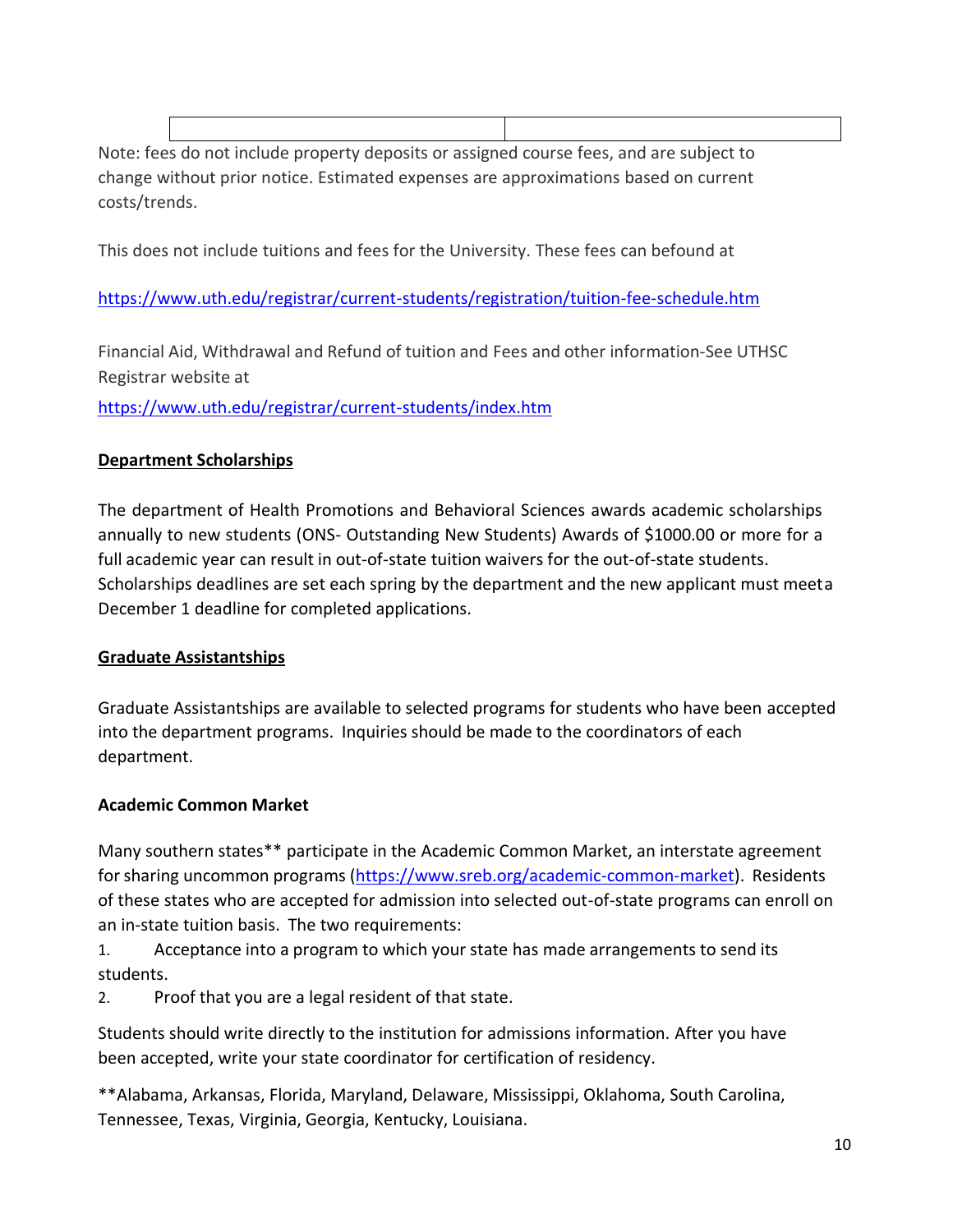| | |
|---|---|

Note: fees do not include property deposits or assigned course fees, and are subject to change without prior notice. Estimated expenses are approximations based on current costs/trends.

This does not include tuitions and fees for the University. These fees can befound at

https://www.uth.edu/registrar/current-students/registration/tuition-fee-schedule.htm

Financial Aid, Withdrawal and Refund of tuition and Fees and other information-See UTHSC Registrar website at

https://www.uth.edu/registrar/current-students/index.htm

**Department Scholarships**

The department of Health Promotions and Behavioral Sciences awards academic scholarships annually to new students (ONS- Outstanding New Students) Awards of $1000.00 or more for a full academic year can result in out-of-state tuition waivers for the out-of-state students. Scholarships deadlines are set each spring by the department and the new applicant must meeta December 1 deadline for completed applications.

**Graduate Assistantships**

Graduate Assistantships are available to selected programs for students who have been accepted into the department programs. Inquiries should be made to the coordinators of each department.

**Academic Common Market**

Many southern states** participate in the Academic Common Market, an interstate agreement for sharing uncommon programs (https://www.sreb.org/academic-common-market). Residents of these states who are accepted for admission into selected out-of-state programs can enroll on an in-state tuition basis. The two requirements:

1. Acceptance into a program to which your state has made arrangements to send its students.
2. Proof that you are a legal resident of that state.

Students should write directly to the institution for admissions information. After you have been accepted, write your state coordinator for certification of residency.

**Alabama, Arkansas, Florida, Maryland, Delaware, Mississippi, Oklahoma, South Carolina, Tennessee, Texas, Virginia, Georgia, Kentucky, Louisiana.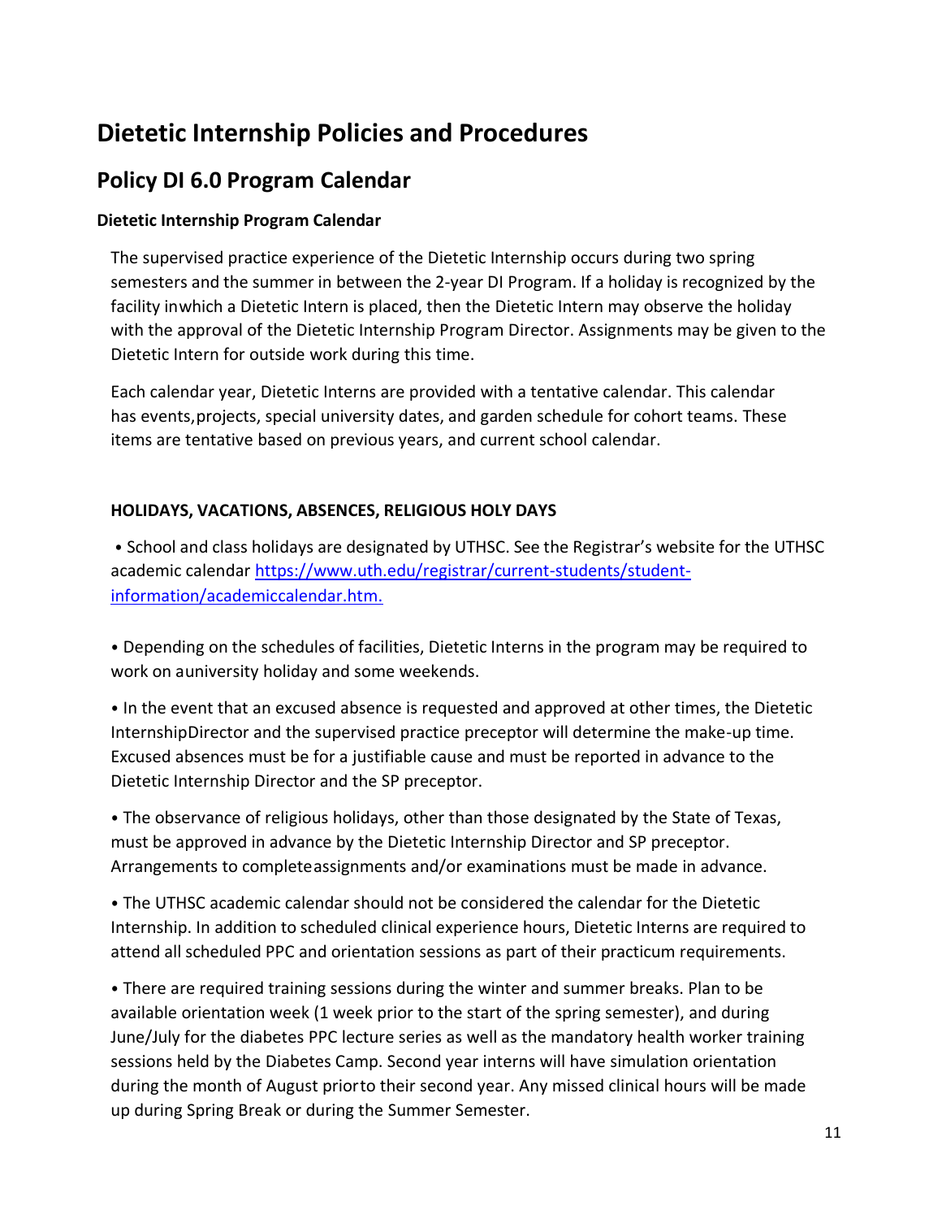# Dietetic Internship Policies and Procedures

## Policy DI 6.0 Program Calendar

### Dietetic Internship Program Calendar

The supervised practice experience of the Dietetic Internship occurs during two spring semesters and the summer in between the 2-year DI Program. If a holiday is recognized by the facility inwhich a Dietetic Intern is placed, then the Dietetic Intern may observe the holiday with the approval of the Dietetic Internship Program Director. Assignments may be given to the Dietetic Intern for outside work during this time.

Each calendar year, Dietetic Interns are provided with a tentative calendar. This calendar has events,projects, special university dates, and garden schedule for cohort teams. These items are tentative based on previous years, and current school calendar.

**HOLIDAYS, VACATIONS, ABSENCES, RELIGIOUS HOLY DAYS**

- School and class holidays are designated by UTHSC. See the Registrar's website for the UTHSC academic calendar [https://www.uth.edu/registrar/current-students/student-information/academiccalendar.htm.](https://www.uth.edu/registrar/current-students/student-information/academiccalendar.htm)

- Depending on the schedules of facilities, Dietetic Interns in the program may be required to work on auniversity holiday and some weekends.

- In the event that an excused absence is requested and approved at other times, the Dietetic InternshipDirector and the supervised practice preceptor will determine the make-up time. Excused absences must be for a justifiable cause and must be reported in advance to the Dietetic Internship Director and the SP preceptor.

- The observance of religious holidays, other than those designated by the State of Texas, must be approved in advance by the Dietetic Internship Director and SP preceptor. Arrangements to completeassignments and/or examinations must be made in advance.

- The UTHSC academic calendar should not be considered the calendar for the Dietetic Internship. In addition to scheduled clinical experience hours, Dietetic Interns are required to attend all scheduled PPC and orientation sessions as part of their practicum requirements.

- There are required training sessions during the winter and summer breaks. Plan to be available orientation week (1 week prior to the start of the spring semester), and during June/July for the diabetes PPC lecture series as well as the mandatory health worker training sessions held by the Diabetes Camp. Second year interns will have simulation orientation during the month of August priorto their second year. Any missed clinical hours will be made up during Spring Break or during the Summer Semester.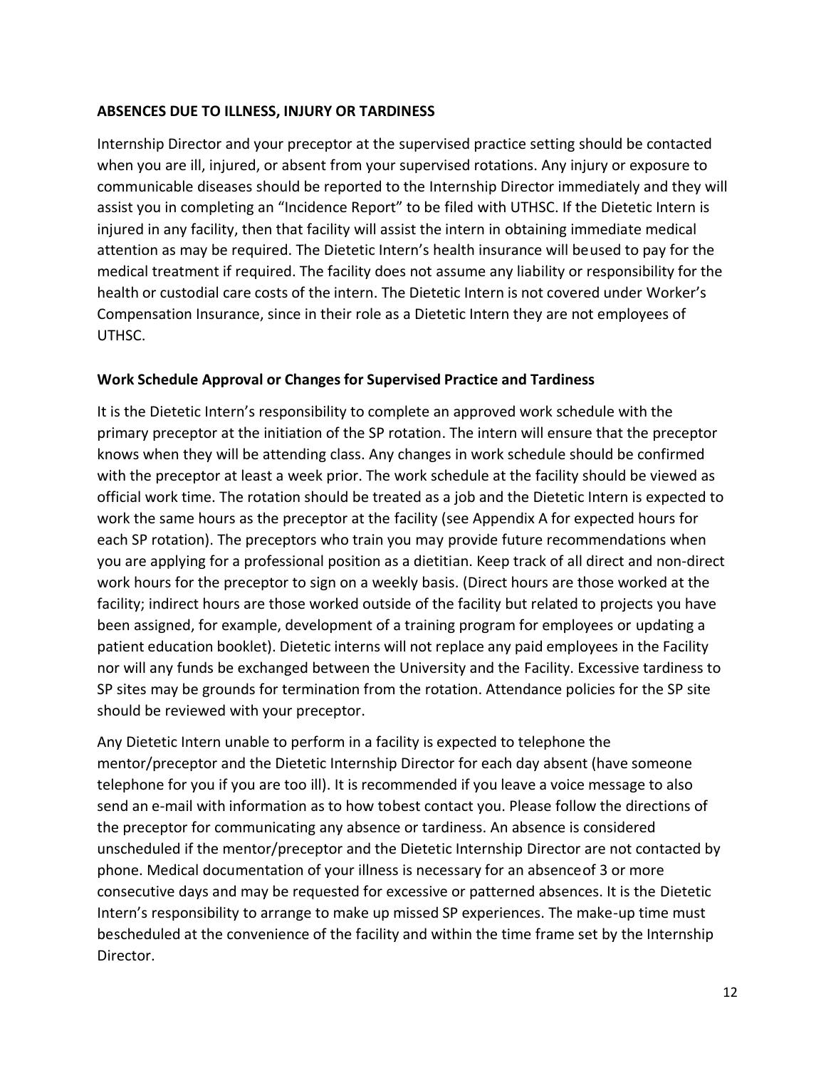## ABSENCES DUE TO ILLNESS, INJURY OR TARDINESS

Internship Director and your preceptor at the supervised practice setting should be contacted when you are ill, injured, or absent from your supervised rotations. Any injury or exposure to communicable diseases should be reported to the Internship Director immediately and they will assist you in completing an "Incidence Report" to be filed with UTHSC. If the Dietetic Intern is injured in any facility, then that facility will assist the intern in obtaining immediate medical attention as may be required. The Dietetic Intern's health insurance will beused to pay for the medical treatment if required. The facility does not assume any liability or responsibility for the health or custodial care costs of the intern. The Dietetic Intern is not covered under Worker's Compensation Insurance, since in their role as a Dietetic Intern they are not employees of UTHSC.

### Work Schedule Approval or Changes for Supervised Practice and Tardiness

It is the Dietetic Intern's responsibility to complete an approved work schedule with the primary preceptor at the initiation of the SP rotation. The intern will ensure that the preceptor knows when they will be attending class. Any changes in work schedule should be confirmed with the preceptor at least a week prior. The work schedule at the facility should be viewed as official work time. The rotation should be treated as a job and the Dietetic Intern is expected to work the same hours as the preceptor at the facility (see Appendix A for expected hours for each SP rotation). The preceptors who train you may provide future recommendations when you are applying for a professional position as a dietitian. Keep track of all direct and non-direct work hours for the preceptor to sign on a weekly basis. (Direct hours are those worked at the facility; indirect hours are those worked outside of the facility but related to projects you have been assigned, for example, development of a training program for employees or updating a patient education booklet). Dietetic interns will not replace any paid employees in the Facility nor will any funds be exchanged between the University and the Facility. Excessive tardiness to SP sites may be grounds for termination from the rotation. Attendance policies for the SP site should be reviewed with your preceptor.

Any Dietetic Intern unable to perform in a facility is expected to telephone the mentor/preceptor and the Dietetic Internship Director for each day absent (have someone telephone for you if you are too ill). It is recommended if you leave a voice message to also send an e-mail with information as to how tobest contact you. Please follow the directions of the preceptor for communicating any absence or tardiness. An absence is considered unscheduled if the mentor/preceptor and the Dietetic Internship Director are not contacted by phone. Medical documentation of your illness is necessary for an absenceof 3 or more consecutive days and may be requested for excessive or patterned absences. It is the Dietetic Intern's responsibility to arrange to make up missed SP experiences. The make-up time must bescheduled at the convenience of the facility and within the time frame set by the Internship Director.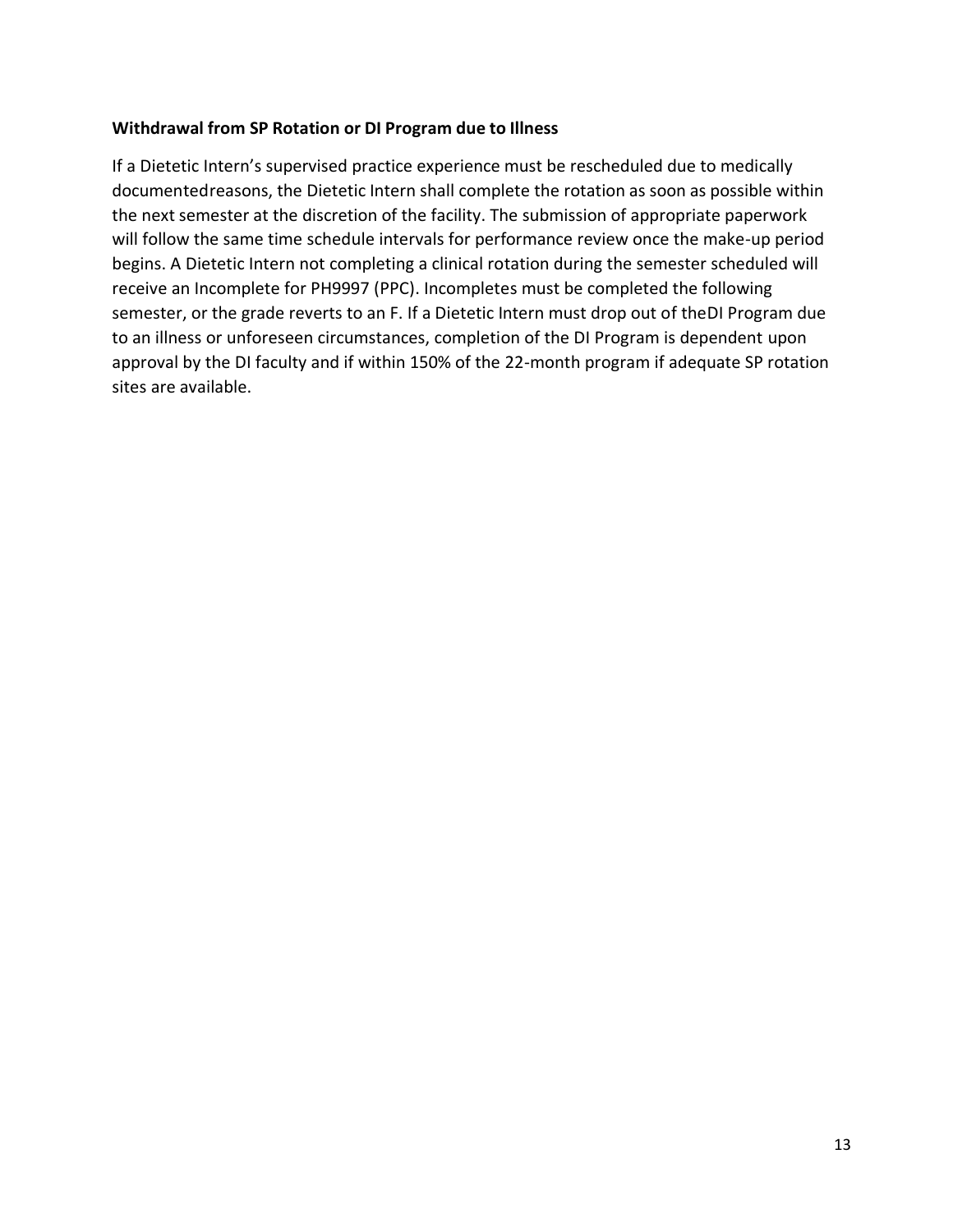**Withdrawal from SP Rotation or DI Program due to Illness**

If a Dietetic Intern's supervised practice experience must be rescheduled due to medically documentedreasons, the Dietetic Intern shall complete the rotation as soon as possible within the next semester at the discretion of the facility. The submission of appropriate paperwork will follow the same time schedule intervals for performance review once the make-up period begins. A Dietetic Intern not completing a clinical rotation during the semester scheduled will receive an Incomplete for PH9997 (PPC). Incompletes must be completed the following semester, or the grade reverts to an F. If a Dietetic Intern must drop out of theDI Program due to an illness or unforeseen circumstances, completion of the DI Program is dependent upon approval by the DI faculty and if within 150% of the 22-month program if adequate SP rotation sites are available.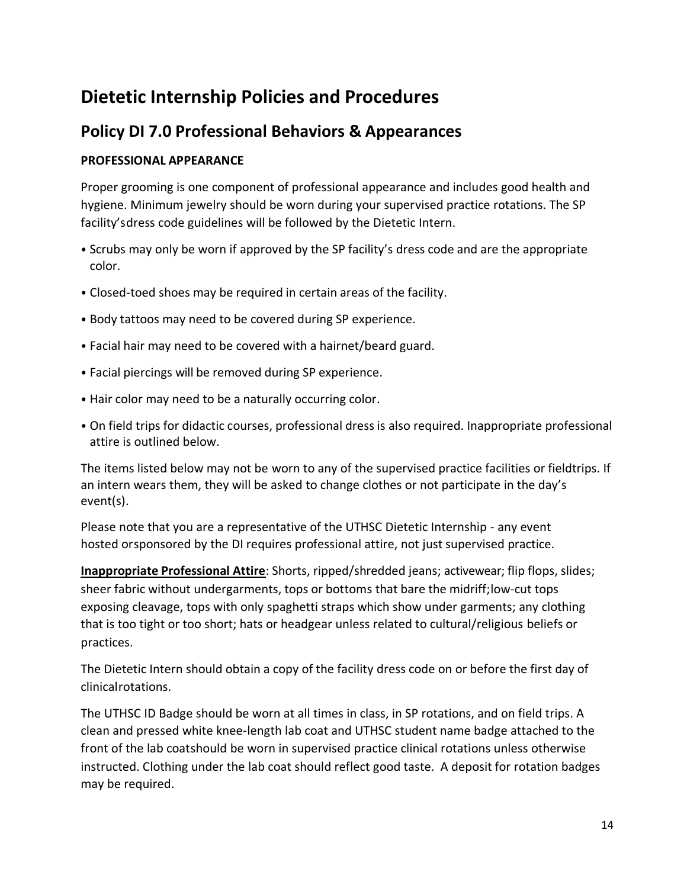# Dietetic Internship Policies and Procedures

## Policy DI 7.0 Professional Behaviors & Appearances

**PROFESSIONAL APPEARANCE**

Proper grooming is one component of professional appearance and includes good health and hygiene. Minimum jewelry should be worn during your supervised practice rotations. The SP facility'sdress code guidelines will be followed by the Dietetic Intern.

- Scrubs may only be worn if approved by the SP facility's dress code and are the appropriate color.
- Closed-toed shoes may be required in certain areas of the facility.
- Body tattoos may need to be covered during SP experience.
- Facial hair may need to be covered with a hairnet/beard guard.
- Facial piercings will be removed during SP experience.
- Hair color may need to be a naturally occurring color.
- On field trips for didactic courses, professional dress is also required. Inappropriate professional attire is outlined below.

The items listed below may not be worn to any of the supervised practice facilities or fieldtrips. If an intern wears them, they will be asked to change clothes or not participate in the day's event(s).

Please note that you are a representative of the UTHSC Dietetic Internship - any event hosted orsponsored by the DI requires professional attire, not just supervised practice.

**Inappropriate Professional Attire**: Shorts, ripped/shredded jeans; activewear; flip flops, slides; sheer fabric without undergarments, tops or bottoms that bare the midriff;low-cut tops exposing cleavage, tops with only spaghetti straps which show under garments; any clothing that is too tight or too short; hats or headgear unless related to cultural/religious beliefs or practices.

The Dietetic Intern should obtain a copy of the facility dress code on or before the first day of clinicalrotations.

The UTHSC ID Badge should be worn at all times in class, in SP rotations, and on field trips. A clean and pressed white knee-length lab coat and UTHSC student name badge attached to the front of the lab coatshould be worn in supervised practice clinical rotations unless otherwise instructed. Clothing under the lab coat should reflect good taste. A deposit for rotation badges may be required.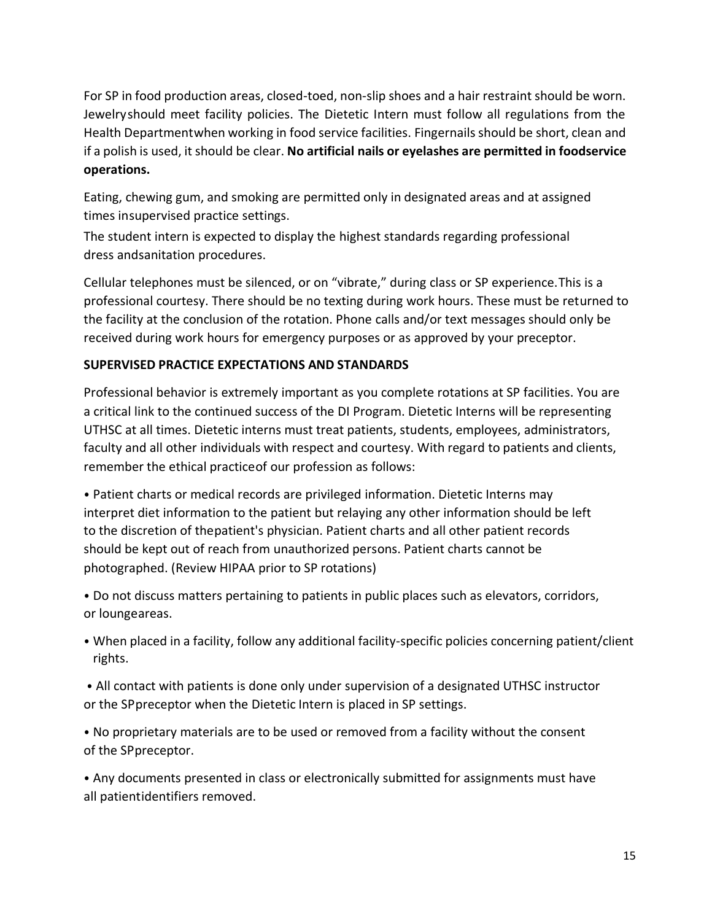For SP in food production areas, closed-toed, non-slip shoes and a hair restraint should be worn. Jewelryshould meet facility policies. The Dietetic Intern must follow all regulations from the Health Departmentwhen working in food service facilities. Fingernails should be short, clean and if a polish is used, it should be clear. **No artificial nails or eyelashes are permitted in foodservice operations.**

Eating, chewing gum, and smoking are permitted only in designated areas and at assigned times insupervised practice settings.

The student intern is expected to display the highest standards regarding professional dress andsanitation procedures.

Cellular telephones must be silenced, or on "vibrate," during class or SP experience.This is a professional courtesy. There should be no texting during work hours. These must be returned to the facility at the conclusion of the rotation. Phone calls and/or text messages should only be received during work hours for emergency purposes or as approved by your preceptor.

**SUPERVISED PRACTICE EXPECTATIONS AND STANDARDS**

Professional behavior is extremely important as you complete rotations at SP facilities. You are a critical link to the continued success of the DI Program. Dietetic Interns will be representing UTHSC at all times. Dietetic interns must treat patients, students, employees, administrators, faculty and all other individuals with respect and courtesy. With regard to patients and clients, remember the ethical practiceof our profession as follows:

- Patient charts or medical records are privileged information. Dietetic Interns may interpret diet information to the patient but relaying any other information should be left to the discretion of thepatient's physician. Patient charts and all other patient records should be kept out of reach from unauthorized persons. Patient charts cannot be photographed. (Review HIPAA prior to SP rotations)
- Do not discuss matters pertaining to patients in public places such as elevators, corridors, or loungeareas.
- When placed in a facility, follow any additional facility-specific policies concerning patient/client rights.
- All contact with patients is done only under supervision of a designated UTHSC instructor or the SPpreceptor when the Dietetic Intern is placed in SP settings.
- No proprietary materials are to be used or removed from a facility without the consent of the SPpreceptor.
- Any documents presented in class or electronically submitted for assignments must have all patientidentifiers removed.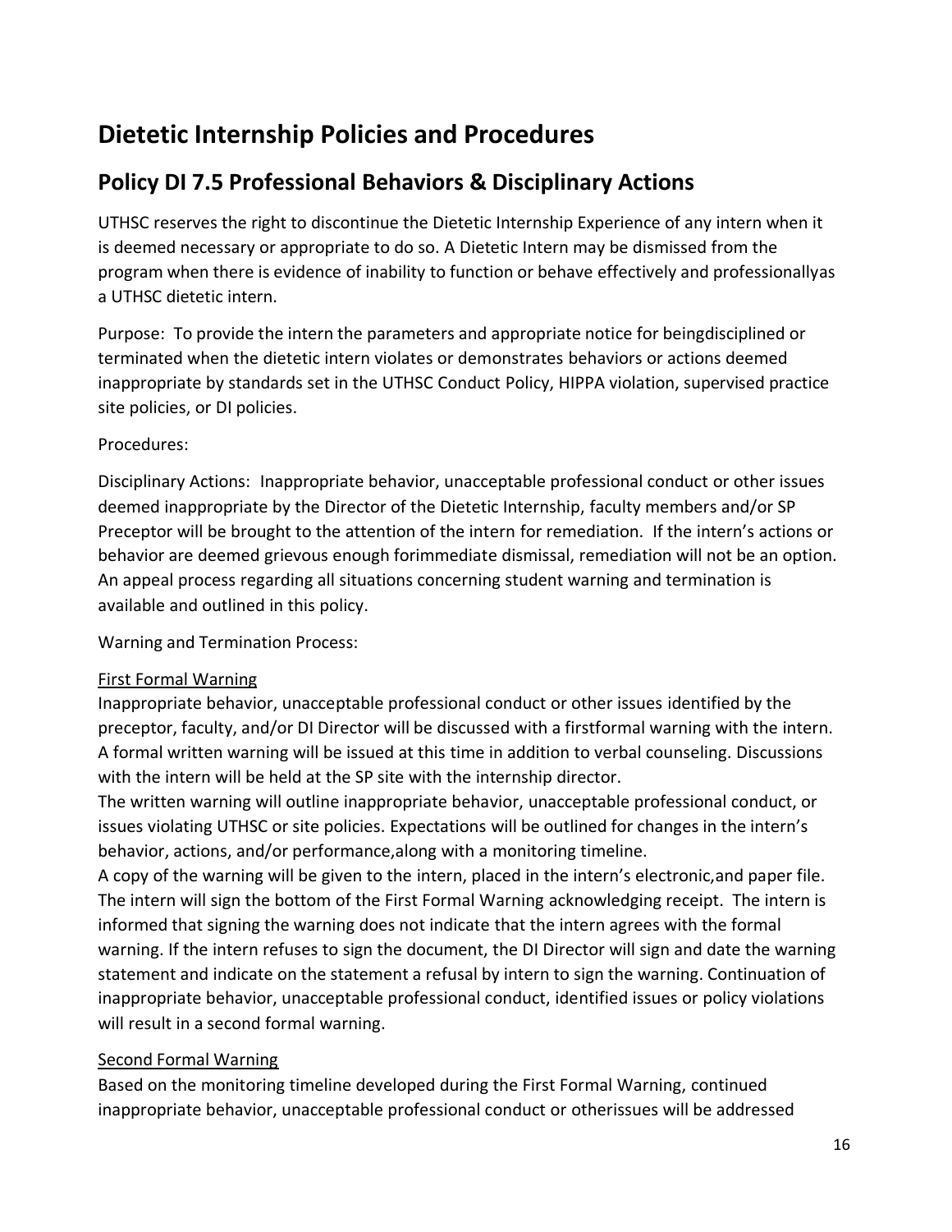# Dietetic Internship Policies and Procedures

## Policy DI 7.5 Professional Behaviors & Disciplinary Actions

UTHSC reserves the right to discontinue the Dietetic Internship Experience of any intern when it is deemed necessary or appropriate to do so. A Dietetic Intern may be dismissed from the program when there is evidence of inability to function or behave effectively and professionallyas a UTHSC dietetic intern.

Purpose: To provide the intern the parameters and appropriate notice for beingdisciplined or terminated when the dietetic intern violates or demonstrates behaviors or actions deemed inappropriate by standards set in the UTHSC Conduct Policy, HIPPA violation, supervised practice site policies, or DI policies.

Procedures:

Disciplinary Actions: Inappropriate behavior, unacceptable professional conduct or other issues deemed inappropriate by the Director of the Dietetic Internship, faculty members and/or SP Preceptor will be brought to the attention of the intern for remediation. If the intern's actions or behavior are deemed grievous enough forimmediate dismissal, remediation will not be an option. An appeal process regarding all situations concerning student warning and termination is available and outlined in this policy.

Warning and Termination Process:

<u>First Formal Warning</u>

Inappropriate behavior, unacceptable professional conduct or other issues identified by the preceptor, faculty, and/or DI Director will be discussed with a firstformal warning with the intern. A formal written warning will be issued at this time in addition to verbal counseling. Discussions with the intern will be held at the SP site with the internship director.

The written warning will outline inappropriate behavior, unacceptable professional conduct, or issues violating UTHSC or site policies. Expectations will be outlined for changes in the intern's behavior, actions, and/or performance,along with a monitoring timeline.

A copy of the warning will be given to the intern, placed in the intern's electronic,and paper file. The intern will sign the bottom of the First Formal Warning acknowledging receipt. The intern is informed that signing the warning does not indicate that the intern agrees with the formal warning. If the intern refuses to sign the document, the DI Director will sign and date the warning statement and indicate on the statement a refusal by intern to sign the warning. Continuation of inappropriate behavior, unacceptable professional conduct, identified issues or policy violations will result in a second formal warning.

<u>Second Formal Warning</u>

Based on the monitoring timeline developed during the First Formal Warning, continued inappropriate behavior, unacceptable professional conduct or otherissues will be addressed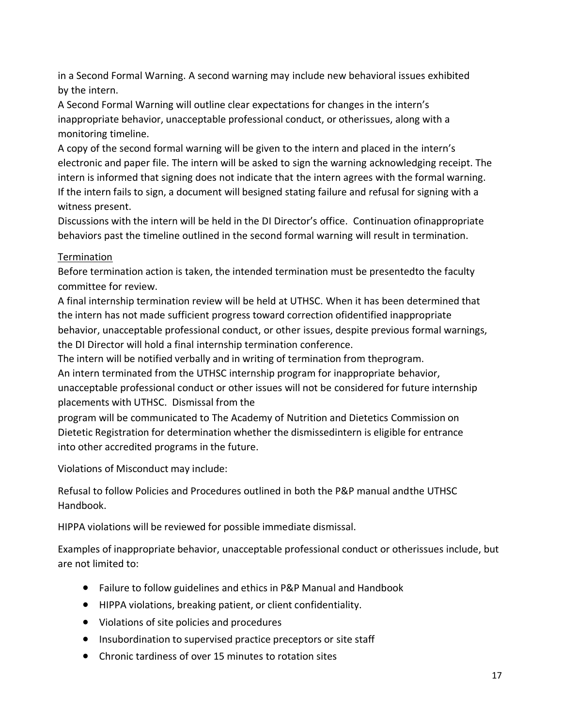in a Second Formal Warning. A second warning may include new behavioral issues exhibited by the intern.

A Second Formal Warning will outline clear expectations for changes in the intern's inappropriate behavior, unacceptable professional conduct, or otherissues, along with a monitoring timeline.

A copy of the second formal warning will be given to the intern and placed in the intern's electronic and paper file. The intern will be asked to sign the warning acknowledging receipt. The intern is informed that signing does not indicate that the intern agrees with the formal warning. If the intern fails to sign, a document will besigned stating failure and refusal for signing with a witness present.

Discussions with the intern will be held in the DI Director's office. Continuation ofinappropriate behaviors past the timeline outlined in the second formal warning will result in termination.

Termination

Before termination action is taken, the intended termination must be presentedto the faculty committee for review.

A final internship termination review will be held at UTHSC. When it has been determined that the intern has not made sufficient progress toward correction ofidentified inappropriate behavior, unacceptable professional conduct, or other issues, despite previous formal warnings, the DI Director will hold a final internship termination conference.

The intern will be notified verbally and in writing of termination from theprogram.

An intern terminated from the UTHSC internship program for inappropriate behavior, unacceptable professional conduct or other issues will not be considered for future internship placements with UTHSC. Dismissal from the program will be communicated to The Academy of Nutrition and Dietetics Commission on Dietetic Registration for determination whether the dismissedintern is eligible for entrance into other accredited programs in the future.

Violations of Misconduct may include:

Refusal to follow Policies and Procedures outlined in both the P&P manual andthe UTHSC Handbook.

HIPPA violations will be reviewed for possible immediate dismissal.

Examples of inappropriate behavior, unacceptable professional conduct or otherissues include, but are not limited to:

- Failure to follow guidelines and ethics in P&P Manual and Handbook
- HIPPA violations, breaking patient, or client confidentiality.
- Violations of site policies and procedures
- Insubordination to supervised practice preceptors or site staff
- Chronic tardiness of over 15 minutes to rotation sites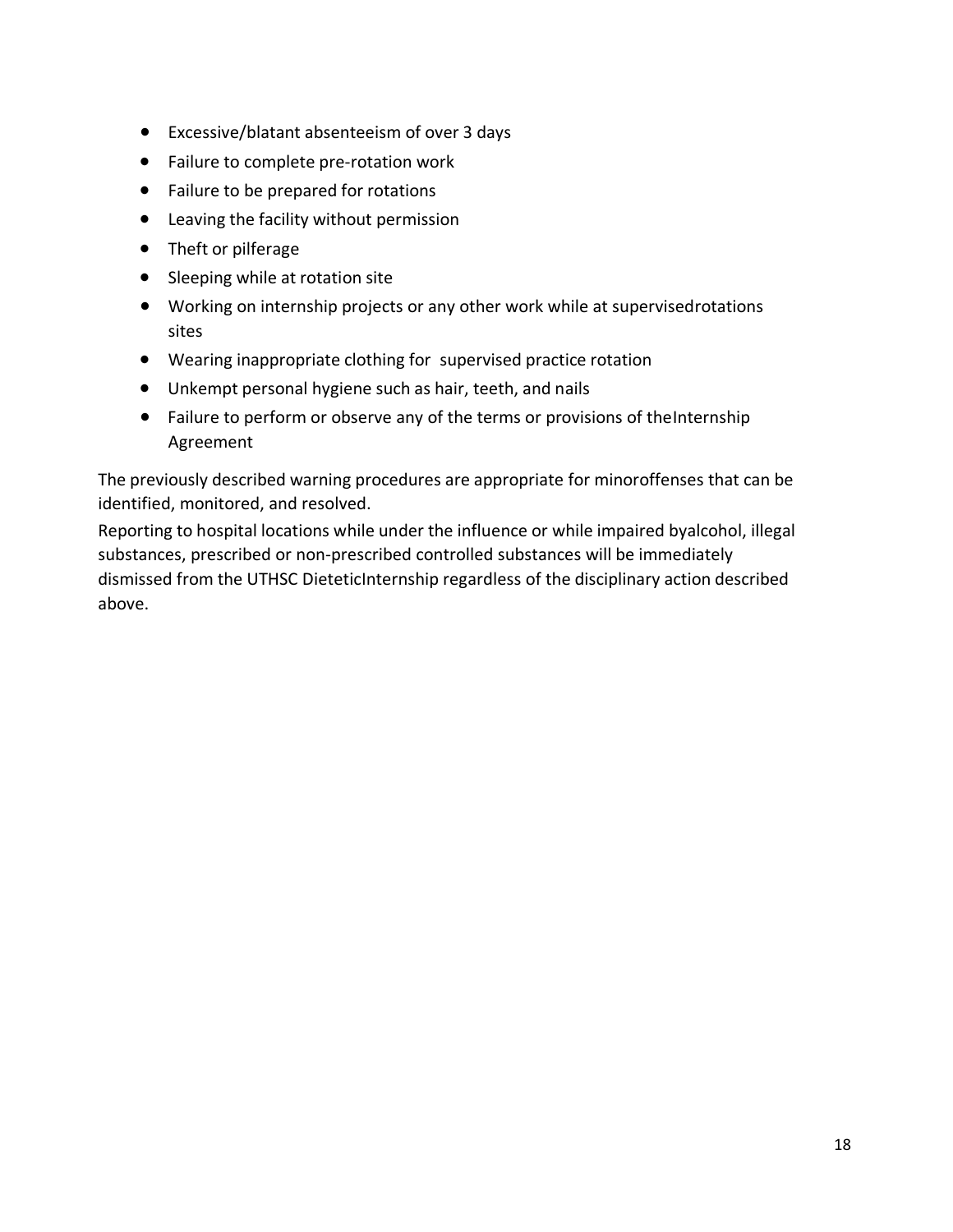- Excessive/blatant absenteeism of over 3 days
- Failure to complete pre-rotation work
- Failure to be prepared for rotations
- Leaving the facility without permission
- Theft or pilferage
- Sleeping while at rotation site
- Working on internship projects or any other work while at supervisedrotations sites
- Wearing inappropriate clothing for supervised practice rotation
- Unkempt personal hygiene such as hair, teeth, and nails
- Failure to perform or observe any of the terms or provisions of theInternship Agreement

The previously described warning procedures are appropriate for minoroffenses that can be identified, monitored, and resolved.

Reporting to hospital locations while under the influence or while impaired byalcohol, illegal substances, prescribed or non-prescribed controlled substances will be immediately dismissed from the UTHSC DieteticInternship regardless of the disciplinary action described above.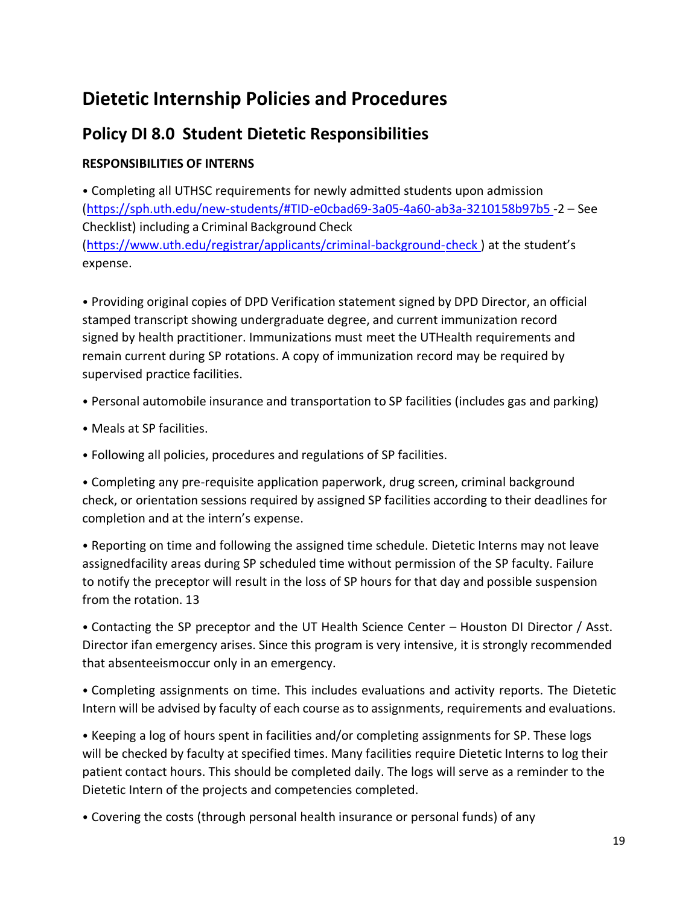# Dietetic Internship Policies and Procedures

## Policy DI 8.0 Student Dietetic Responsibilities

**RESPONSIBILITIES OF INTERNS**

• Completing all UTHSC requirements for newly admitted students upon admission (https://sph.uth.edu/new-students/#TID-e0cbad69-3a05-4a60-ab3a-3210158b97b5 -2 – See Checklist) including a Criminal Background Check (https://www.uth.edu/registrar/applicants/criminal-background-check ) at the student's expense.

• Providing original copies of DPD Verification statement signed by DPD Director, an official stamped transcript showing undergraduate degree, and current immunization record signed by health practitioner. Immunizations must meet the UTHealth requirements and remain current during SP rotations. A copy of immunization record may be required by supervised practice facilities.

• Personal automobile insurance and transportation to SP facilities (includes gas and parking)

• Meals at SP facilities.

• Following all policies, procedures and regulations of SP facilities.

• Completing any pre-requisite application paperwork, drug screen, criminal background check, or orientation sessions required by assigned SP facilities according to their deadlines for completion and at the intern's expense.

• Reporting on time and following the assigned time schedule. Dietetic Interns may not leave assignedfacility areas during SP scheduled time without permission of the SP faculty. Failure to notify the preceptor will result in the loss of SP hours for that day and possible suspension from the rotation. 13

• Contacting the SP preceptor and the UT Health Science Center – Houston DI Director / Asst. Director ifan emergency arises. Since this program is very intensive, it is strongly recommended that absenteeismoccur only in an emergency.

• Completing assignments on time. This includes evaluations and activity reports. The Dietetic Intern will be advised by faculty of each course as to assignments, requirements and evaluations.

• Keeping a log of hours spent in facilities and/or completing assignments for SP. These logs will be checked by faculty at specified times. Many facilities require Dietetic Interns to log their patient contact hours. This should be completed daily. The logs will serve as a reminder to the Dietetic Intern of the projects and competencies completed.

• Covering the costs (through personal health insurance or personal funds) of any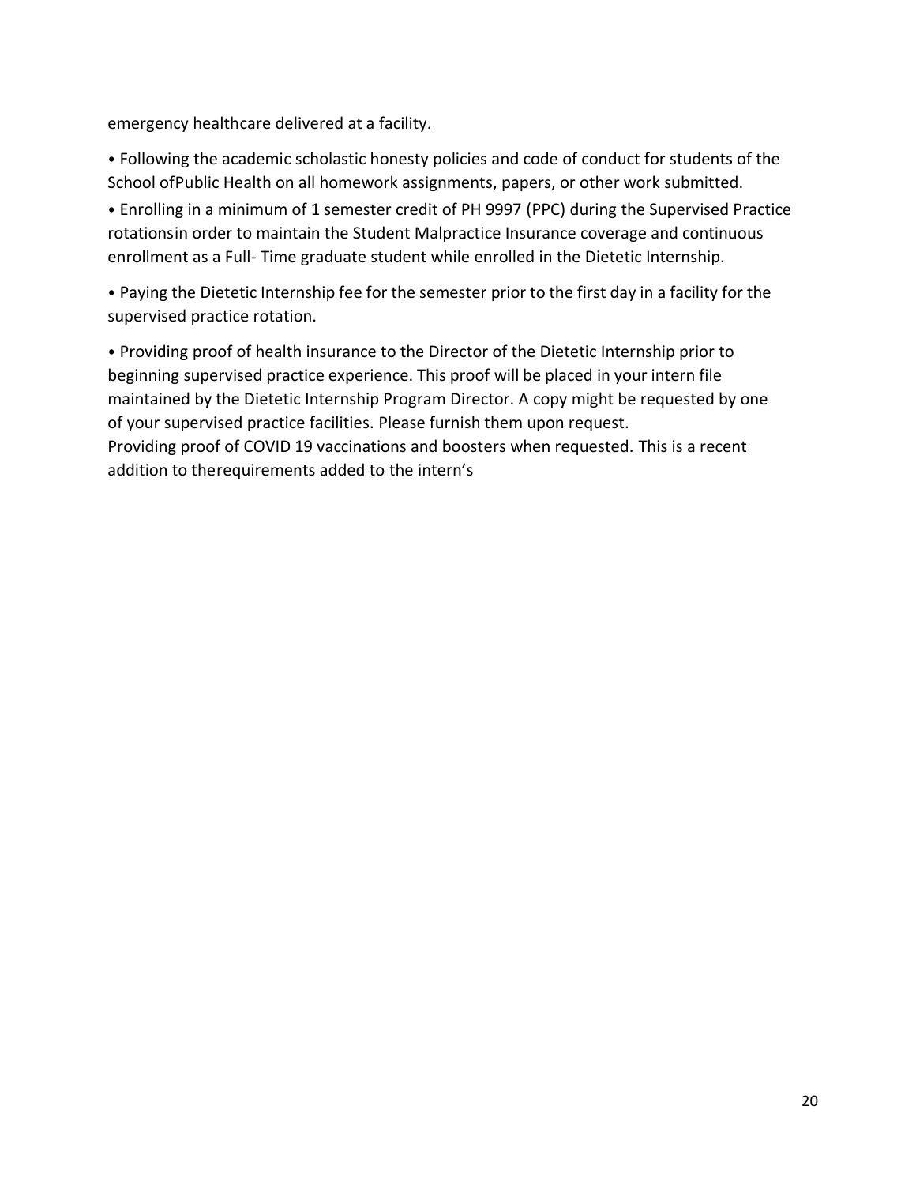emergency healthcare delivered at a facility.

- Following the academic scholastic honesty policies and code of conduct for students of the School ofPublic Health on all homework assignments, papers, or other work submitted.
- Enrolling in a minimum of 1 semester credit of PH 9997 (PPC) during the Supervised Practice rotationsin order to maintain the Student Malpractice Insurance coverage and continuous enrollment as a Full- Time graduate student while enrolled in the Dietetic Internship.
- Paying the Dietetic Internship fee for the semester prior to the first day in a facility for the supervised practice rotation.
- Providing proof of health insurance to the Director of the Dietetic Internship prior to beginning supervised practice experience. This proof will be placed in your intern file maintained by the Dietetic Internship Program Director. A copy might be requested by one of your supervised practice facilities. Please furnish them upon request.

Providing proof of COVID 19 vaccinations and boosters when requested. This is a recent addition to therequirements added to the intern's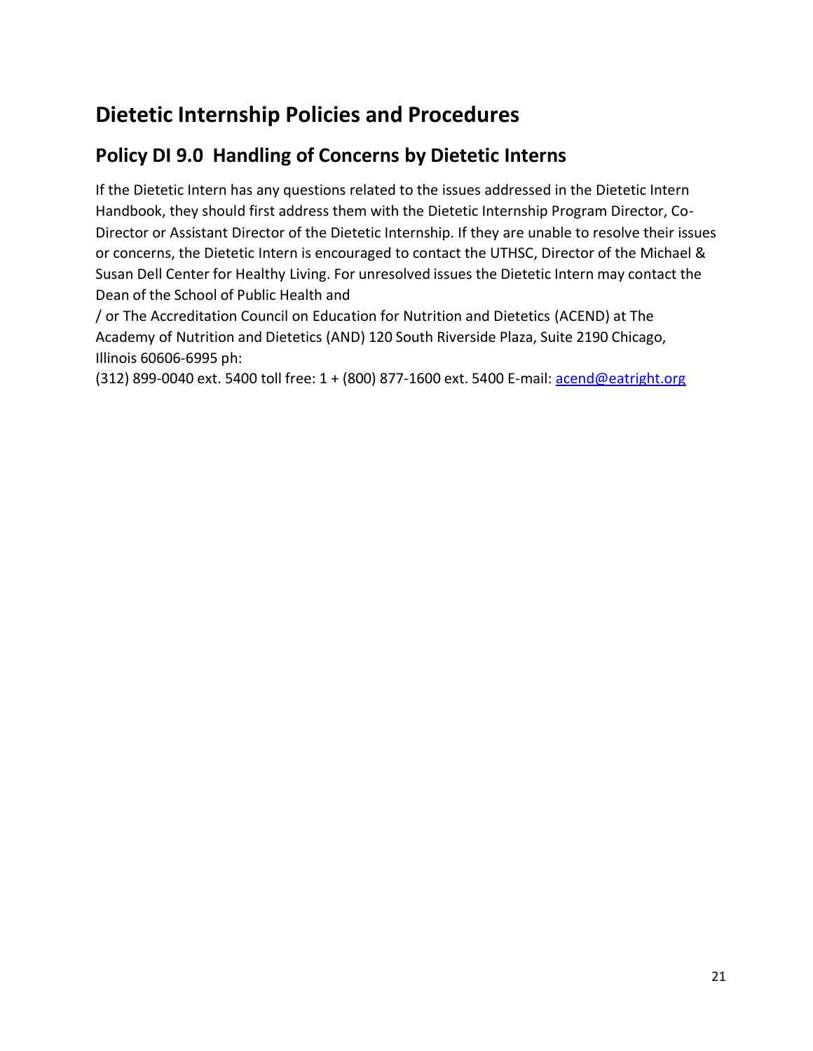# Dietetic Internship Policies and Procedures

## Policy DI 9.0 Handling of Concerns by Dietetic Interns

If the Dietetic Intern has any questions related to the issues addressed in the Dietetic Intern Handbook, they should first address them with the Dietetic Internship Program Director, Co-Director or Assistant Director of the Dietetic Internship. If they are unable to resolve their issues or concerns, the Dietetic Intern is encouraged to contact the UTHSC, Director of the Michael & Susan Dell Center for Healthy Living. For unresolved issues the Dietetic Intern may contact the Dean of the School of Public Health and / or The Accreditation Council on Education for Nutrition and Dietetics (ACEND) at The Academy of Nutrition and Dietetics (AND) 120 South Riverside Plaza, Suite 2190 Chicago, Illinois 60606-6995 ph: (312) 899-0040 ext. 5400 toll free: 1 + (800) 877-1600 ext. 5400 E-mail: acend@eatright.org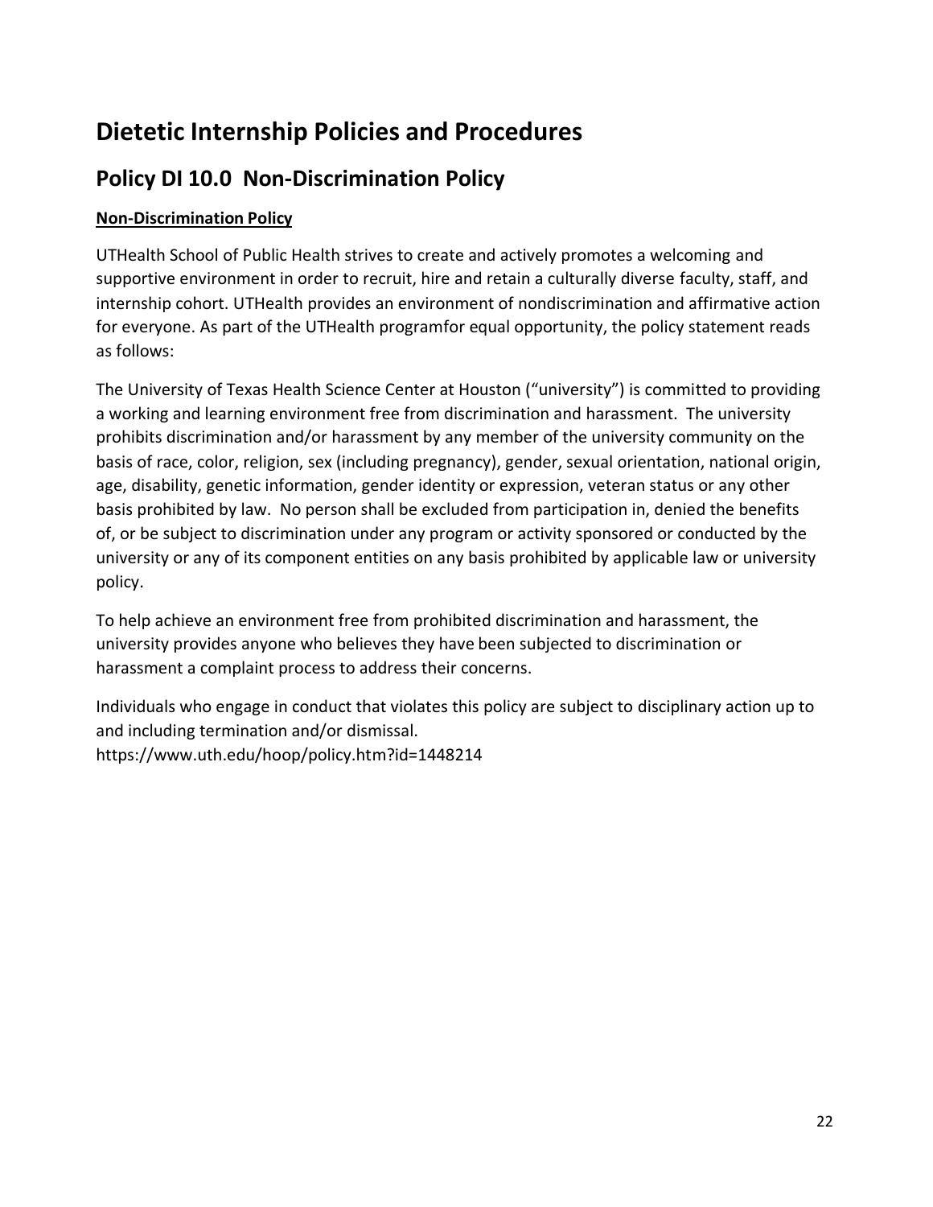# Dietetic Internship Policies and Procedures

## Policy DI 10.0 Non-Discrimination Policy

**Non-Discrimination Policy**

UTHealth School of Public Health strives to create and actively promotes a welcoming and supportive environment in order to recruit, hire and retain a culturally diverse faculty, staff, and internship cohort. UTHealth provides an environment of nondiscrimination and affirmative action for everyone. As part of the UTHealth programfor equal opportunity, the policy statement reads as follows:

The University of Texas Health Science Center at Houston ("university") is committed to providing a working and learning environment free from discrimination and harassment. The university prohibits discrimination and/or harassment by any member of the university community on the basis of race, color, religion, sex (including pregnancy), gender, sexual orientation, national origin, age, disability, genetic information, gender identity or expression, veteran status or any other basis prohibited by law. No person shall be excluded from participation in, denied the benefits of, or be subject to discrimination under any program or activity sponsored or conducted by the university or any of its component entities on any basis prohibited by applicable law or university policy.

To help achieve an environment free from prohibited discrimination and harassment, the university provides anyone who believes they have been subjected to discrimination or harassment a complaint process to address their concerns.

Individuals who engage in conduct that violates this policy are subject to disciplinary action up to and including termination and/or dismissal.
https://www.uth.edu/hoop/policy.htm?id=1448214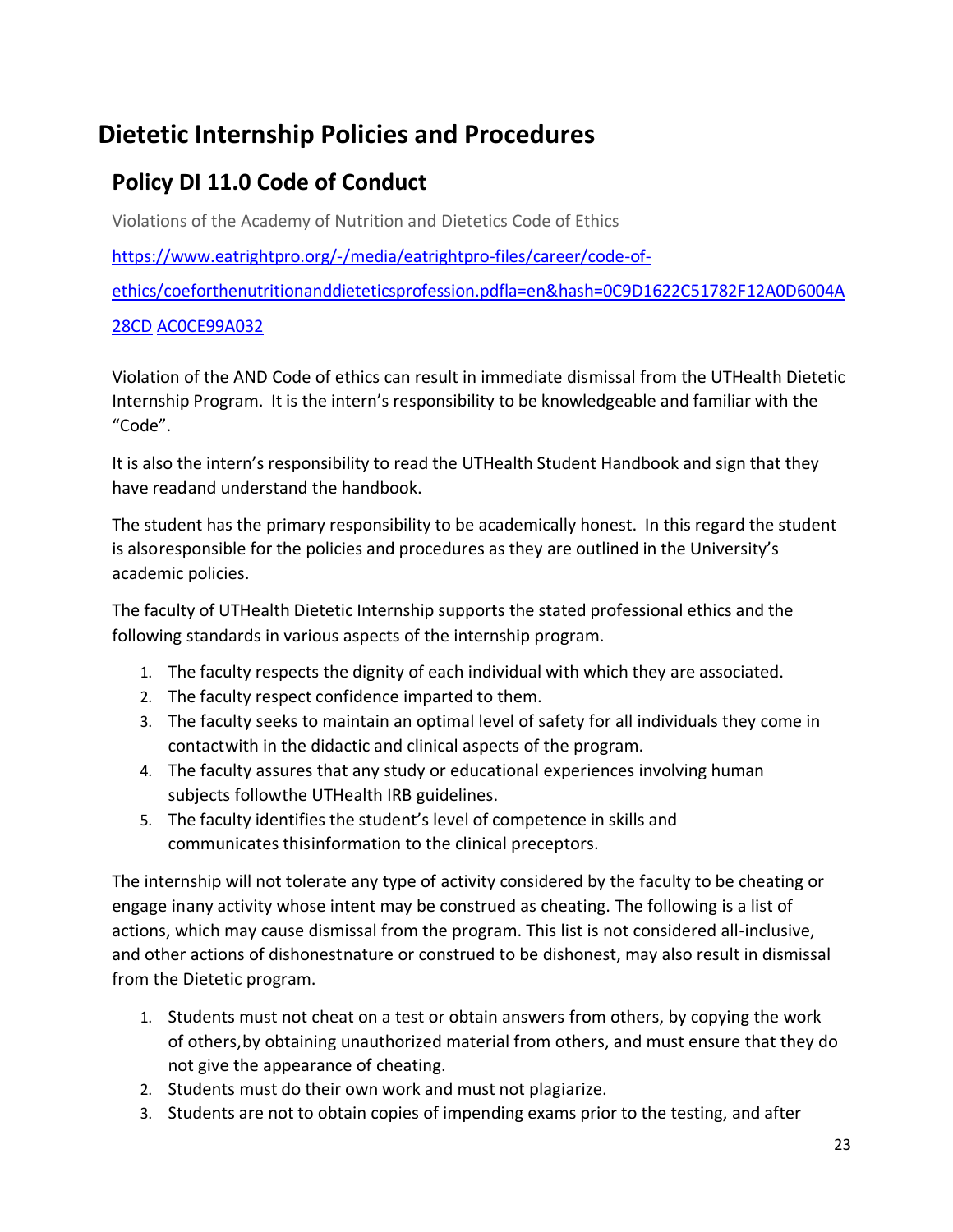# Dietetic Internship Policies and Procedures

## Policy DI 11.0 Code of Conduct

Violations of the Academy of Nutrition and Dietetics Code of Ethics

https://www.eatrightpro.org/-/media/eatrightpro-files/career/code-of-ethics/coeforthenutritionanddieteticsprofession.pdfla=en&hash=0C9D1622C51782F12A0D6004A28CD AC0CE99A032

Violation of the AND Code of ethics can result in immediate dismissal from the UTHealth Dietetic Internship Program. It is the intern's responsibility to be knowledgeable and familiar with the "Code".

It is also the intern's responsibility to read the UTHealth Student Handbook and sign that they have readand understand the handbook.

The student has the primary responsibility to be academically honest. In this regard the student is alsoresponsible for the policies and procedures as they are outlined in the University's academic policies.

The faculty of UTHealth Dietetic Internship supports the stated professional ethics and the following standards in various aspects of the internship program.

1. The faculty respects the dignity of each individual with which they are associated.
2. The faculty respect confidence imparted to them.
3. The faculty seeks to maintain an optimal level of safety for all individuals they come in contactwith in the didactic and clinical aspects of the program.
4. The faculty assures that any study or educational experiences involving human subjects followthe UTHealth IRB guidelines.
5. The faculty identifies the student's level of competence in skills and communicates thisinformation to the clinical preceptors.

The internship will not tolerate any type of activity considered by the faculty to be cheating or engage inany activity whose intent may be construed as cheating. The following is a list of actions, which may cause dismissal from the program. This list is not considered all-inclusive, and other actions of dishonestnature or construed to be dishonest, may also result in dismissal from the Dietetic program.

1. Students must not cheat on a test or obtain answers from others, by copying the work of others,by obtaining unauthorized material from others, and must ensure that they do not give the appearance of cheating.
2. Students must do their own work and must not plagiarize.
3. Students are not to obtain copies of impending exams prior to the testing, and after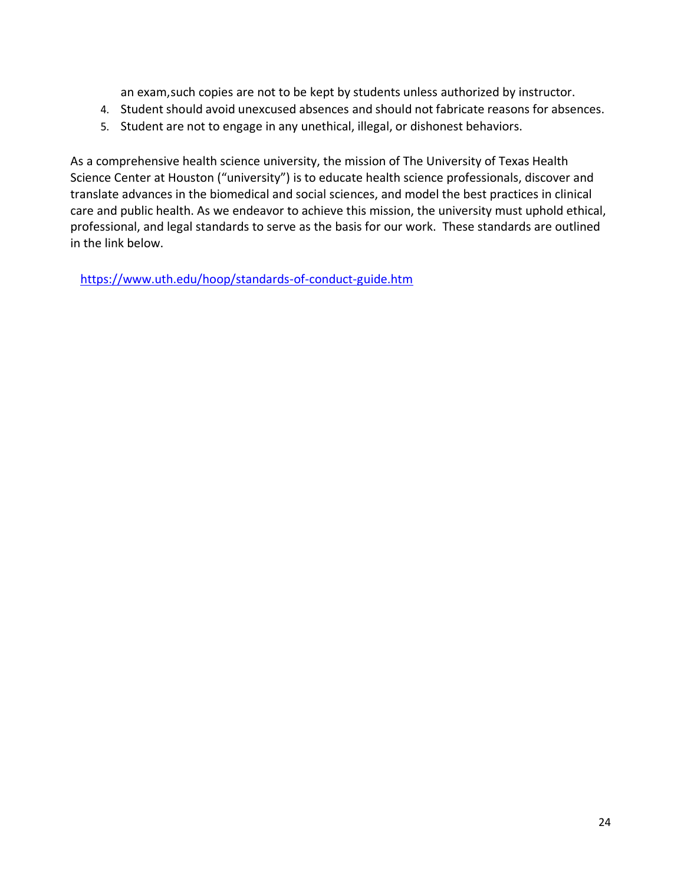an exam,such copies are not to be kept by students unless authorized by instructor.

4. Student should avoid unexcused absences and should not fabricate reasons for absences.
5. Student are not to engage in any unethical, illegal, or dishonest behaviors.

As a comprehensive health science university, the mission of The University of Texas Health Science Center at Houston ("university") is to educate health science professionals, discover and translate advances in the biomedical and social sciences, and model the best practices in clinical care and public health. As we endeavor to achieve this mission, the university must uphold ethical, professional, and legal standards to serve as the basis for our work. These standards are outlined in the link below.

https://www.uth.edu/hoop/standards-of-conduct-guide.htm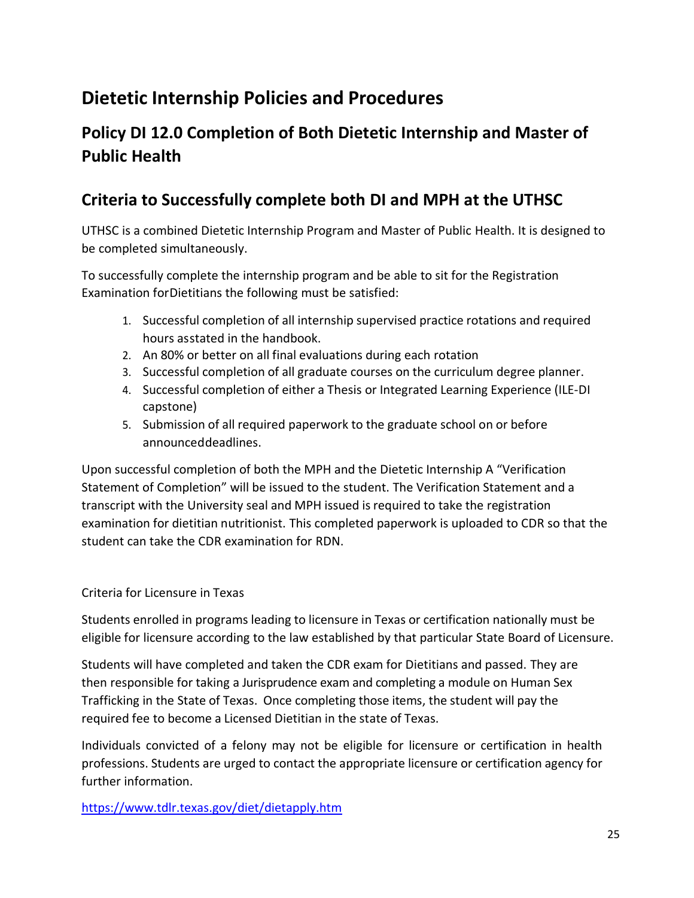# Dietetic Internship Policies and Procedures

## Policy DI 12.0 Completion of Both Dietetic Internship and Master of Public Health

## Criteria to Successfully complete both DI and MPH at the UTHSC

UTHSC is a combined Dietetic Internship Program and Master of Public Health. It is designed to be completed simultaneously.

To successfully complete the internship program and be able to sit for the Registration Examination forDietitians the following must be satisfied:

1. Successful completion of all internship supervised practice rotations and required hours asstated in the handbook.
2. An 80% or better on all final evaluations during each rotation
3. Successful completion of all graduate courses on the curriculum degree planner.
4. Successful completion of either a Thesis or Integrated Learning Experience (ILE-DI capstone)
5. Submission of all required paperwork to the graduate school on or before announceddeadlines.

Upon successful completion of both the MPH and the Dietetic Internship A "Verification Statement of Completion" will be issued to the student. The Verification Statement and a transcript with the University seal and MPH issued is required to take the registration examination for dietitian nutritionist. This completed paperwork is uploaded to CDR so that the student can take the CDR examination for RDN.

Criteria for Licensure in Texas

Students enrolled in programs leading to licensure in Texas or certification nationally must be eligible for licensure according to the law established by that particular State Board of Licensure.

Students will have completed and taken the CDR exam for Dietitians and passed. They are then responsible for taking a Jurisprudence exam and completing a module on Human Sex Trafficking in the State of Texas. Once completing those items, the student will pay the required fee to become a Licensed Dietitian in the state of Texas.

Individuals convicted of a felony may not be eligible for licensure or certification in health professions. Students are urged to contact the appropriate licensure or certification agency for further information.

https://www.tdlr.texas.gov/diet/dietapply.htm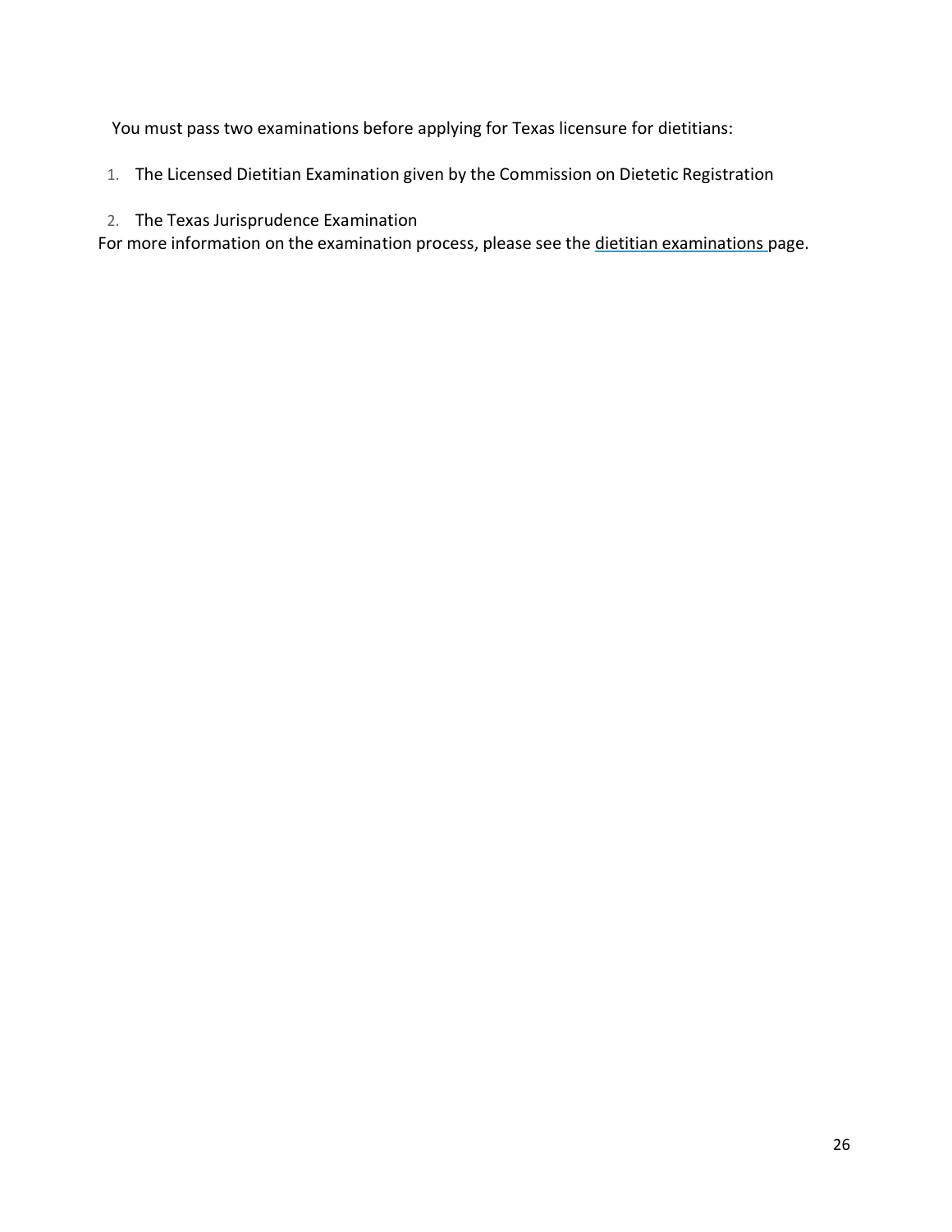You must pass two examinations before applying for Texas licensure for dietitians:

1. The Licensed Dietitian Examination given by the Commission on Dietetic Registration
2. The Texas Jurisprudence Examination

For more information on the examination process, please see the dietitian examinations page.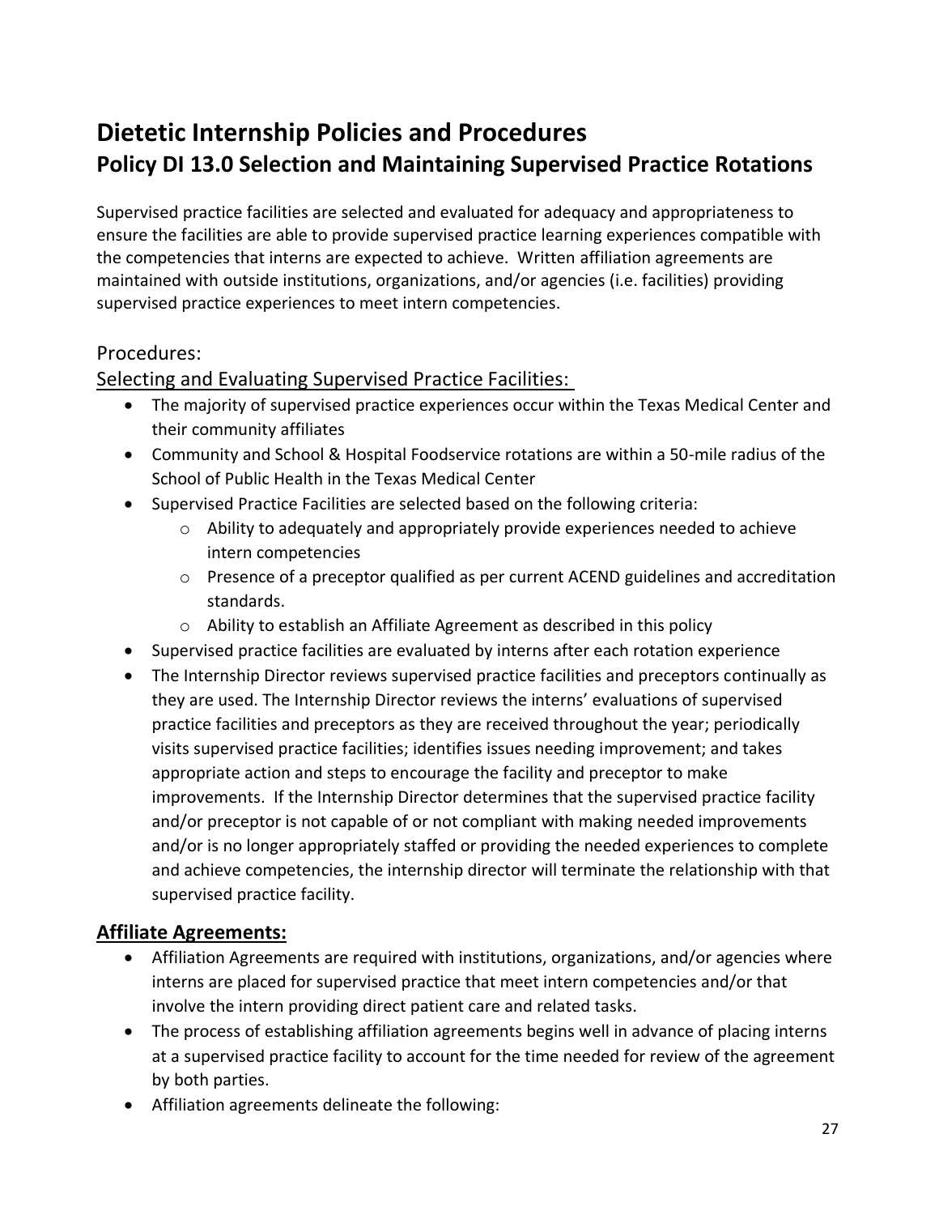# Dietetic Internship Policies and Procedures

## Policy DI 13.0 Selection and Maintaining Supervised Practice Rotations

Supervised practice facilities are selected and evaluated for adequacy and appropriateness to ensure the facilities are able to provide supervised practice learning experiences compatible with the competencies that interns are expected to achieve. Written affiliation agreements are maintained with outside institutions, organizations, and/or agencies (i.e. facilities) providing supervised practice experiences to meet intern competencies.

### Procedures:

Selecting and Evaluating Supervised Practice Facilities:

- The majority of supervised practice experiences occur within the Texas Medical Center and their community affiliates
- Community and School & Hospital Foodservice rotations are within a 50-mile radius of the School of Public Health in the Texas Medical Center
- Supervised Practice Facilities are selected based on the following criteria:
    - Ability to adequately and appropriately provide experiences needed to achieve intern competencies
    - Presence of a preceptor qualified as per current ACEND guidelines and accreditation standards.
    - Ability to establish an Affiliate Agreement as described in this policy
- Supervised practice facilities are evaluated by interns after each rotation experience
- The Internship Director reviews supervised practice facilities and preceptors continually as they are used. The Internship Director reviews the interns' evaluations of supervised practice facilities and preceptors as they are received throughout the year; periodically visits supervised practice facilities; identifies issues needing improvement; and takes appropriate action and steps to encourage the facility and preceptor to make improvements. If the Internship Director determines that the supervised practice facility and/or preceptor is not capable of or not compliant with making needed improvements and/or is no longer appropriately staffed or providing the needed experiences to complete and achieve competencies, the internship director will terminate the relationship with that supervised practice facility.

### Affiliate Agreements:

- Affiliation Agreements are required with institutions, organizations, and/or agencies where interns are placed for supervised practice that meet intern competencies and/or that involve the intern providing direct patient care and related tasks.
- The process of establishing affiliation agreements begins well in advance of placing interns at a supervised practice facility to account for the time needed for review of the agreement by both parties.
- Affiliation agreements delineate the following: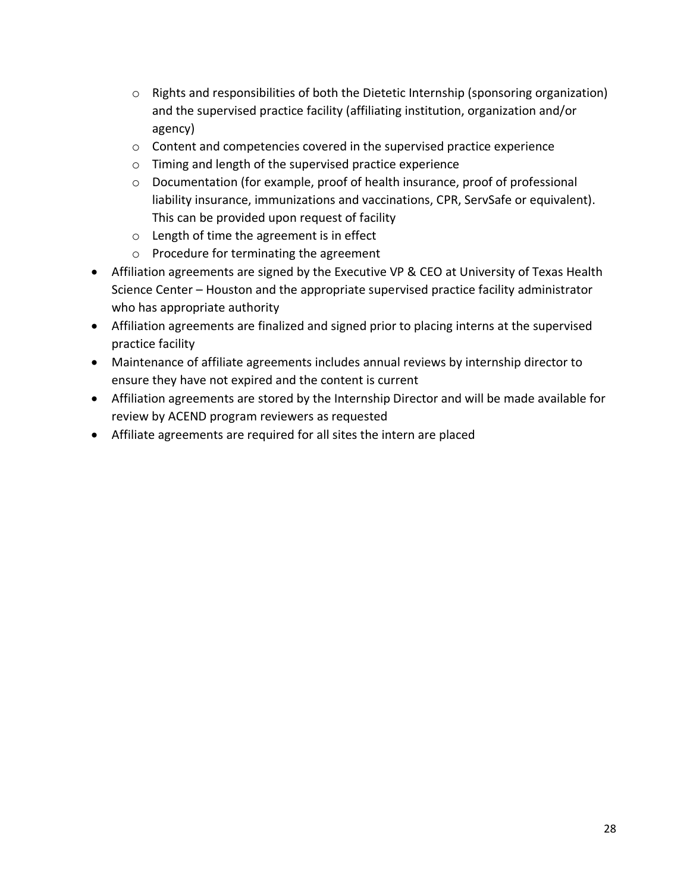- Rights and responsibilities of both the Dietetic Internship (sponsoring organization) and the supervised practice facility (affiliating institution, organization and/or agency)
  - Content and competencies covered in the supervised practice experience
  - Timing and length of the supervised practice experience
  - Documentation (for example, proof of health insurance, proof of professional liability insurance, immunizations and vaccinations, CPR, ServSafe or equivalent). This can be provided upon request of facility
  - Length of time the agreement is in effect
  - Procedure for terminating the agreement
- Affiliation agreements are signed by the Executive VP & CEO at University of Texas Health Science Center – Houston and the appropriate supervised practice facility administrator who has appropriate authority
- Affiliation agreements are finalized and signed prior to placing interns at the supervised practice facility
- Maintenance of affiliate agreements includes annual reviews by internship director to ensure they have not expired and the content is current
- Affiliation agreements are stored by the Internship Director and will be made available for review by ACEND program reviewers as requested
- Affiliate agreements are required for all sites the intern are placed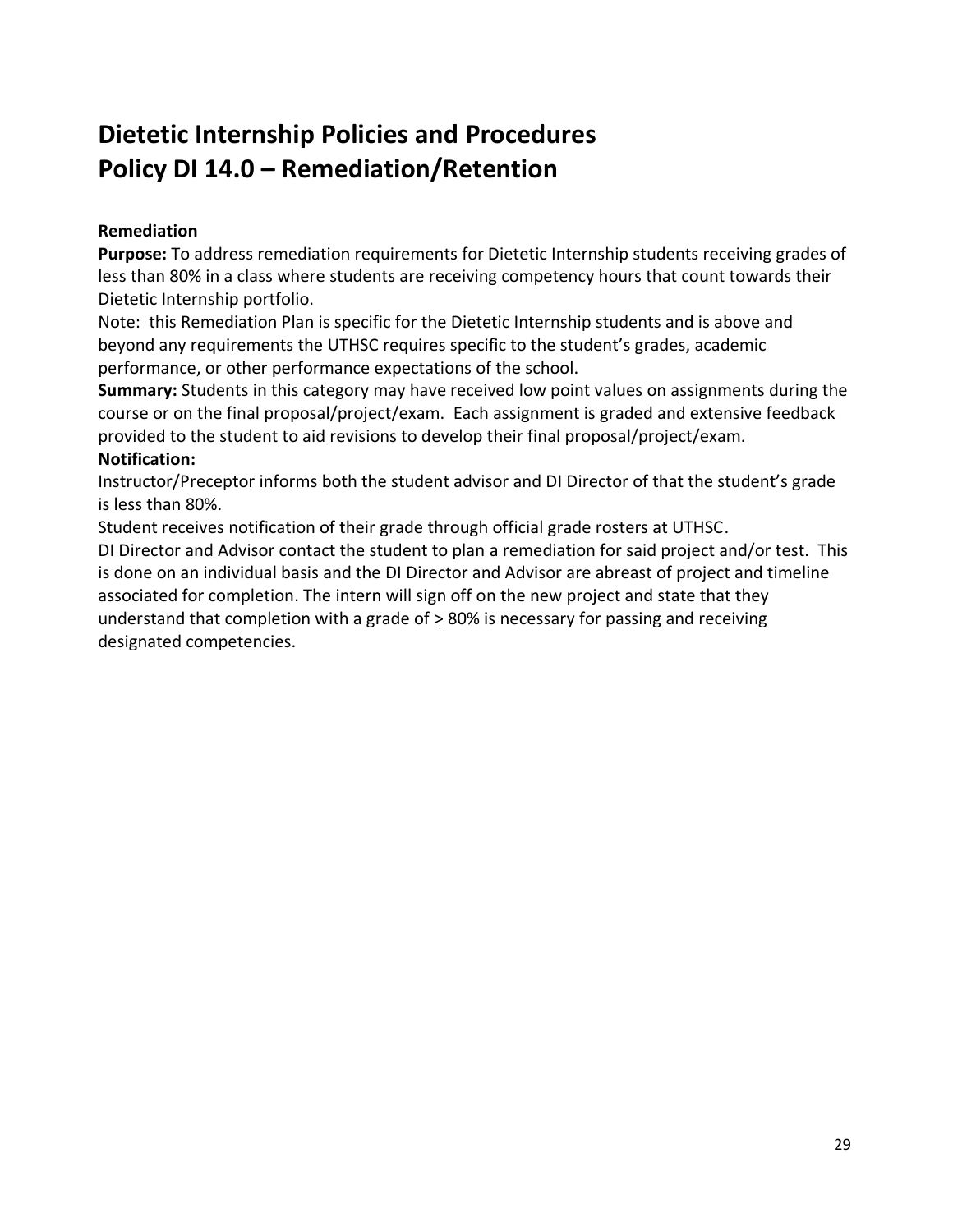# Dietetic Internship Policies and Procedures
# Policy DI 14.0 – Remediation/Retention

**Remediation**

**Purpose:** To address remediation requirements for Dietetic Internship students receiving grades of less than 80% in a class where students are receiving competency hours that count towards their Dietetic Internship portfolio.

Note: this Remediation Plan is specific for the Dietetic Internship students and is above and beyond any requirements the UTHSC requires specific to the student's grades, academic performance, or other performance expectations of the school.

**Summary:** Students in this category may have received low point values on assignments during the course or on the final proposal/project/exam. Each assignment is graded and extensive feedback provided to the student to aid revisions to develop their final proposal/project/exam.

**Notification:**

Instructor/Preceptor informs both the student advisor and DI Director of that the student's grade is less than 80%.

Student receives notification of their grade through official grade rosters at UTHSC.

DI Director and Advisor contact the student to plan a remediation for said project and/or test. This is done on an individual basis and the DI Director and Advisor are abreast of project and timeline associated for completion. The intern will sign off on the new project and state that they understand that completion with a grade of $\geq$ 80% is necessary for passing and receiving designated competencies.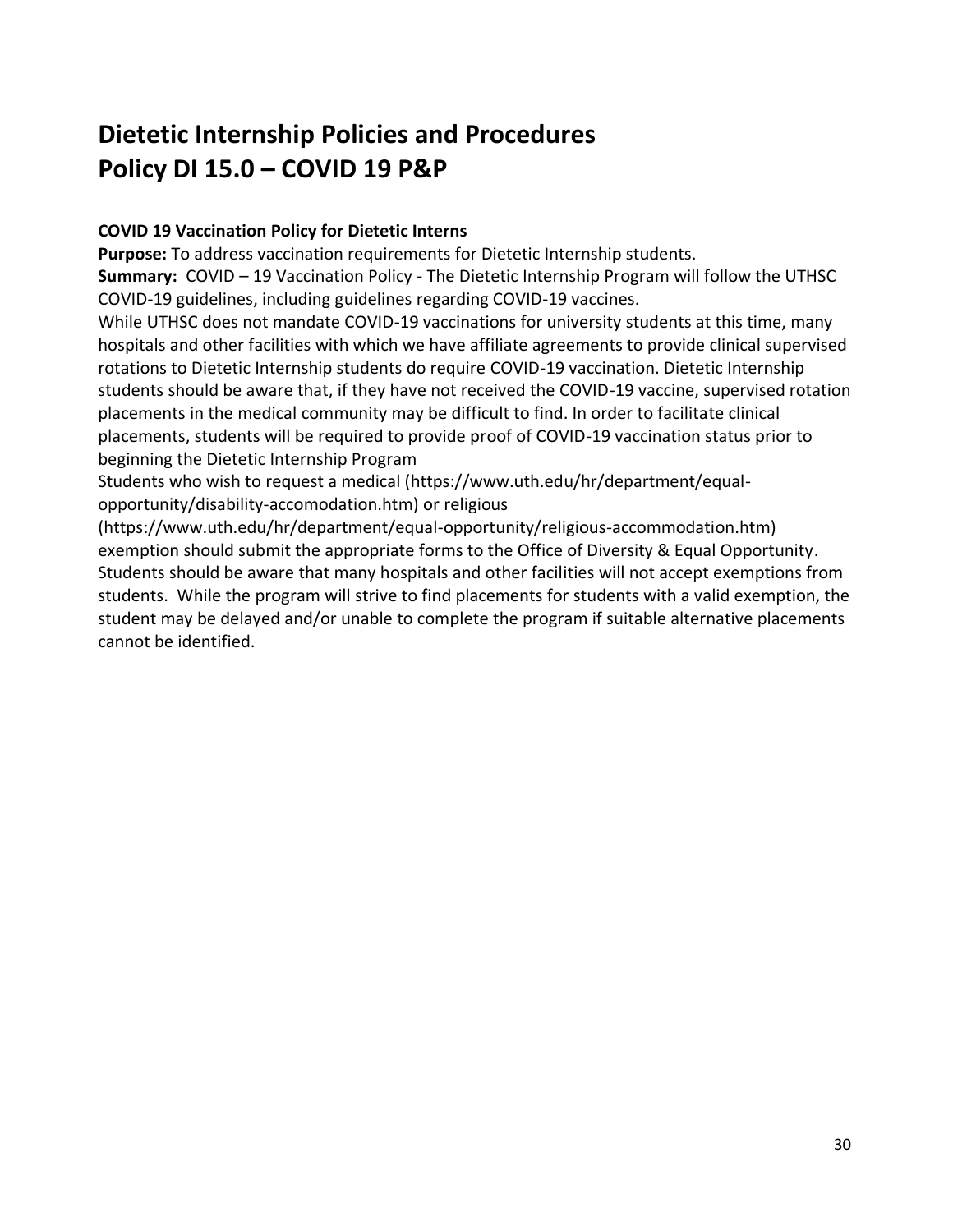# Dietetic Internship Policies and Procedures
# Policy DI 15.0 – COVID 19 P&P

**COVID 19 Vaccination Policy for Dietetic Interns**

**Purpose:** To address vaccination requirements for Dietetic Internship students.

**Summary:** COVID – 19 Vaccination Policy - The Dietetic Internship Program will follow the UTHSC COVID-19 guidelines, including guidelines regarding COVID-19 vaccines.

While UTHSC does not mandate COVID-19 vaccinations for university students at this time, many hospitals and other facilities with which we have affiliate agreements to provide clinical supervised rotations to Dietetic Internship students do require COVID-19 vaccination. Dietetic Internship students should be aware that, if they have not received the COVID-19 vaccine, supervised rotation placements in the medical community may be difficult to find. In order to facilitate clinical placements, students will be required to provide proof of COVID-19 vaccination status prior to beginning the Dietetic Internship Program

Students who wish to request a medical (https://www.uth.edu/hr/department/equal-opportunity/disability-accomodation.htm) or religious (https://www.uth.edu/hr/department/equal-opportunity/religious-accommodation.htm) exemption should submit the appropriate forms to the Office of Diversity & Equal Opportunity. Students should be aware that many hospitals and other facilities will not accept exemptions from students. While the program will strive to find placements for students with a valid exemption, the student may be delayed and/or unable to complete the program if suitable alternative placements cannot be identified.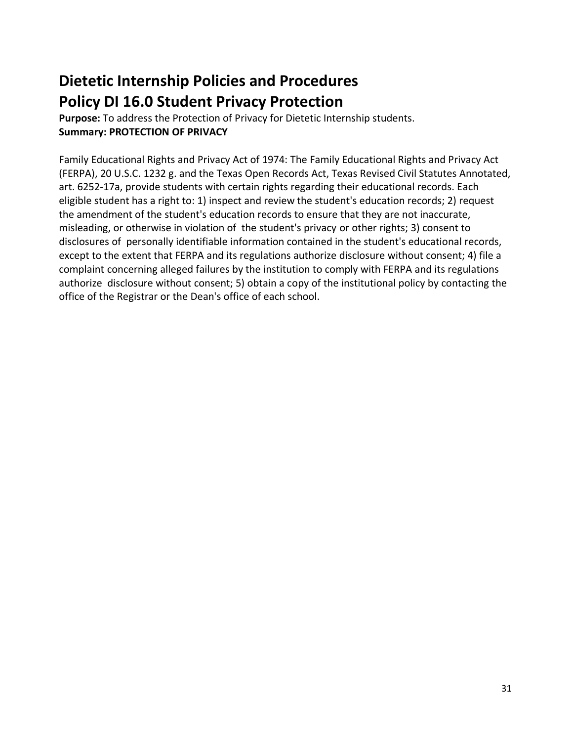# Dietetic Internship Policies and Procedures

# Policy DI 16.0 Student Privacy Protection

**Purpose:** To address the Protection of Privacy for Dietetic Internship students.

**Summary: PROTECTION OF PRIVACY**

Family Educational Rights and Privacy Act of 1974: The Family Educational Rights and Privacy Act (FERPA), 20 U.S.C. 1232 g. and the Texas Open Records Act, Texas Revised Civil Statutes Annotated, art. 6252-17a, provide students with certain rights regarding their educational records. Each eligible student has a right to: 1) inspect and review the student's education records; 2) request the amendment of the student's education records to ensure that they are not inaccurate, misleading, or otherwise in violation of the student's privacy or other rights; 3) consent to disclosures of personally identifiable information contained in the student's educational records, except to the extent that FERPA and its regulations authorize disclosure without consent; 4) file a complaint concerning alleged failures by the institution to comply with FERPA and its regulations authorize disclosure without consent; 5) obtain a copy of the institutional policy by contacting the office of the Registrar or the Dean's office of each school.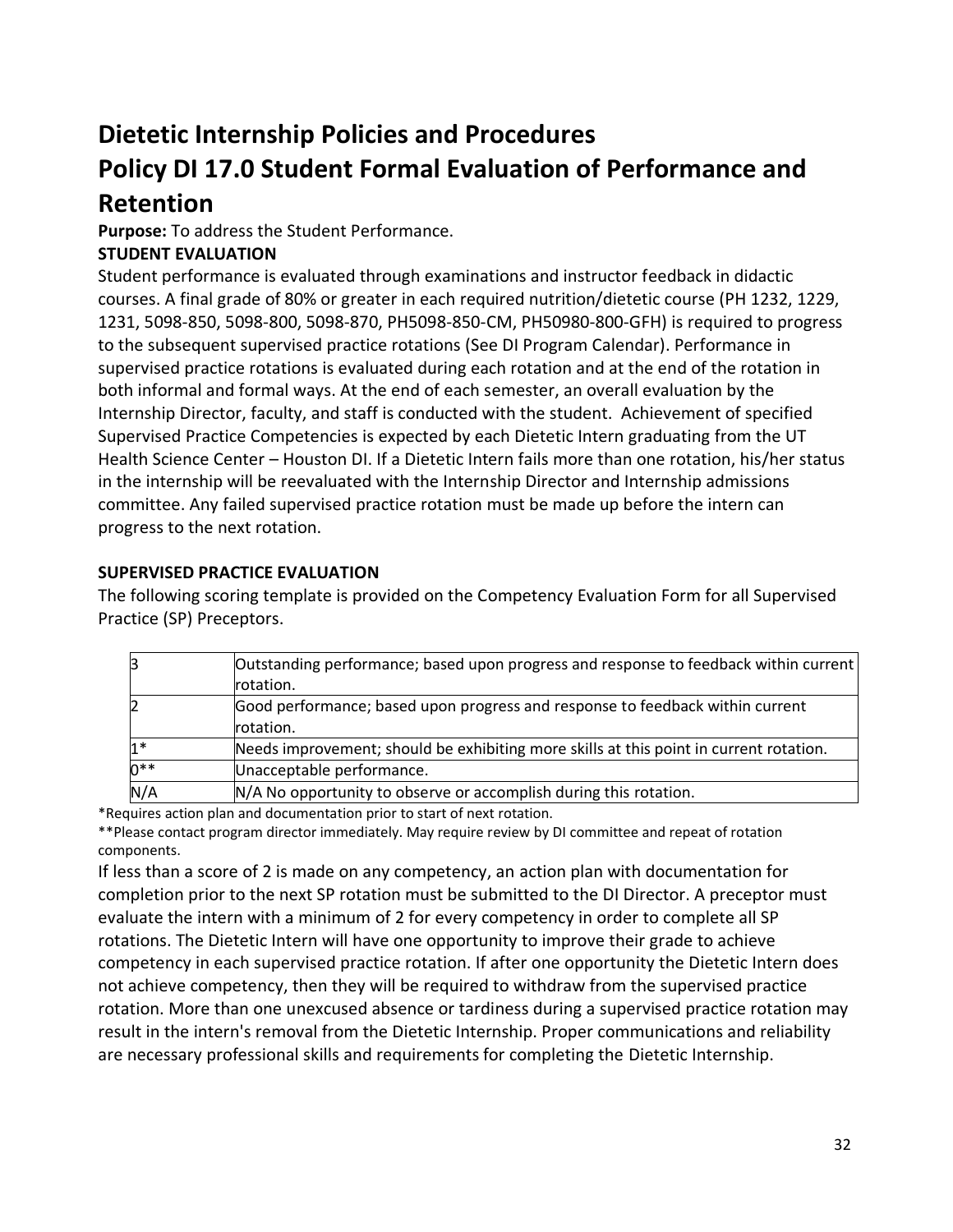# Dietetic Internship Policies and Procedures

# Policy DI 17.0 Student Formal Evaluation of Performance and Retention

**Purpose:** To address the Student Performance.

**STUDENT EVALUATION**

Student performance is evaluated through examinations and instructor feedback in didactic courses. A final grade of 80% or greater in each required nutrition/dietetic course (PH 1232, 1229, 1231, 5098-850, 5098-800, 5098-870, PH5098-850-CM, PH50980-800-GFH) is required to progress to the subsequent supervised practice rotations (See DI Program Calendar). Performance in supervised practice rotations is evaluated during each rotation and at the end of the rotation in both informal and formal ways. At the end of each semester, an overall evaluation by the Internship Director, faculty, and staff is conducted with the student. Achievement of specified Supervised Practice Competencies is expected by each Dietetic Intern graduating from the UT Health Science Center – Houston DI. If a Dietetic Intern fails more than one rotation, his/her status in the internship will be reevaluated with the Internship Director and Internship admissions committee. Any failed supervised practice rotation must be made up before the intern can progress to the next rotation.

**SUPERVISED PRACTICE EVALUATION**

The following scoring template is provided on the Competency Evaluation Form for all Supervised Practice (SP) Preceptors.

| | |
|---|---|
| 3 | Outstanding performance; based upon progress and response to feedback within current rotation. |
| 2 | Good performance; based upon progress and response to feedback within current rotation. |
| 1* | Needs improvement; should be exhibiting more skills at this point in current rotation. |
| 0** | Unacceptable performance. |
| N/A | N/A No opportunity to observe or accomplish during this rotation. |

*Requires action plan and documentation prior to start of next rotation.

**Please contact program director immediately. May require review by DI committee and repeat of rotation components.

If less than a score of 2 is made on any competency, an action plan with documentation for completion prior to the next SP rotation must be submitted to the DI Director. A preceptor must evaluate the intern with a minimum of 2 for every competency in order to complete all SP rotations. The Dietetic Intern will have one opportunity to improve their grade to achieve competency in each supervised practice rotation. If after one opportunity the Dietetic Intern does not achieve competency, then they will be required to withdraw from the supervised practice rotation. More than one unexcused absence or tardiness during a supervised practice rotation may result in the intern's removal from the Dietetic Internship. Proper communications and reliability are necessary professional skills and requirements for completing the Dietetic Internship.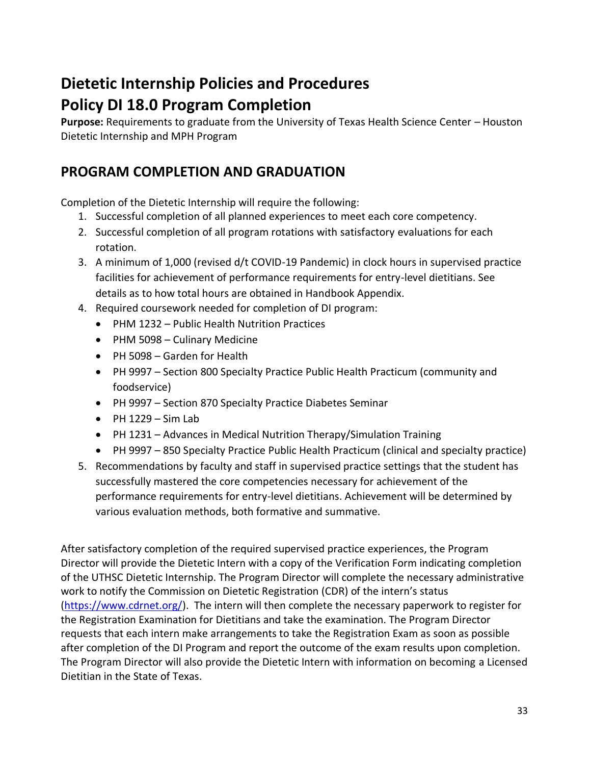# Dietetic Internship Policies and Procedures

# Policy DI 18.0 Program Completion

**Purpose:** Requirements to graduate from the University of Texas Health Science Center – Houston Dietetic Internship and MPH Program

## PROGRAM COMPLETION AND GRADUATION

Completion of the Dietetic Internship will require the following:

1. Successful completion of all planned experiences to meet each core competency.
2. Successful completion of all program rotations with satisfactory evaluations for each rotation.
3. A minimum of 1,000 (revised d/t COVID-19 Pandemic) in clock hours in supervised practice facilities for achievement of performance requirements for entry-level dietitians. See details as to how total hours are obtained in Handbook Appendix.
4. Required coursework needed for completion of DI program:
   - PHM 1232 – Public Health Nutrition Practices
   - PHM 5098 – Culinary Medicine
   - PH 5098 – Garden for Health
   - PH 9997 – Section 800 Specialty Practice Public Health Practicum (community and foodservice)
   - PH 9997 – Section 870 Specialty Practice Diabetes Seminar
   - PH 1229 – Sim Lab
   - PH 1231 – Advances in Medical Nutrition Therapy/Simulation Training
   - PH 9997 – 850 Specialty Practice Public Health Practicum (clinical and specialty practice)
5. Recommendations by faculty and staff in supervised practice settings that the student has successfully mastered the core competencies necessary for achievement of the performance requirements for entry-level dietitians. Achievement will be determined by various evaluation methods, both formative and summative.

After satisfactory completion of the required supervised practice experiences, the Program Director will provide the Dietetic Intern with a copy of the Verification Form indicating completion of the UTHSC Dietetic Internship. The Program Director will complete the necessary administrative work to notify the Commission on Dietetic Registration (CDR) of the intern's status (https://www.cdrnet.org/). The intern will then complete the necessary paperwork to register for the Registration Examination for Dietitians and take the examination. The Program Director requests that each intern make arrangements to take the Registration Exam as soon as possible after completion of the DI Program and report the outcome of the exam results upon completion. The Program Director will also provide the Dietetic Intern with information on becoming a Licensed Dietitian in the State of Texas.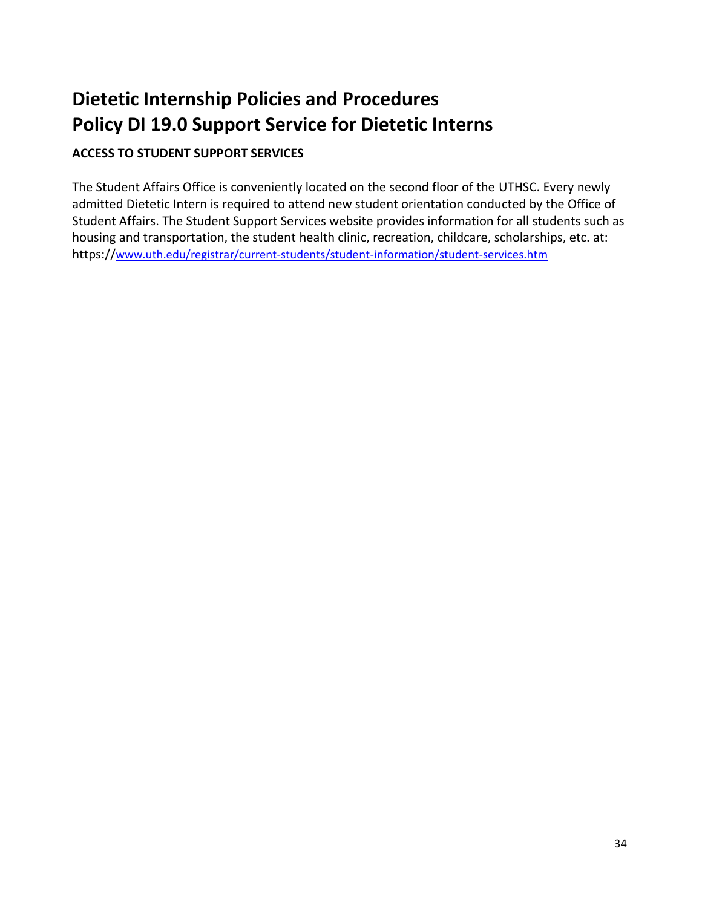# Dietetic Internship Policies and Procedures
# Policy DI 19.0 Support Service for Dietetic Interns

**ACCESS TO STUDENT SUPPORT SERVICES**

The Student Affairs Office is conveniently located on the second floor of the UTHSC. Every newly admitted Dietetic Intern is required to attend new student orientation conducted by the Office of Student Affairs. The Student Support Services website provides information for all students such as housing and transportation, the student health clinic, recreation, childcare, scholarships, etc. at: https://www.uth.edu/registrar/current-students/student-information/student-services.htm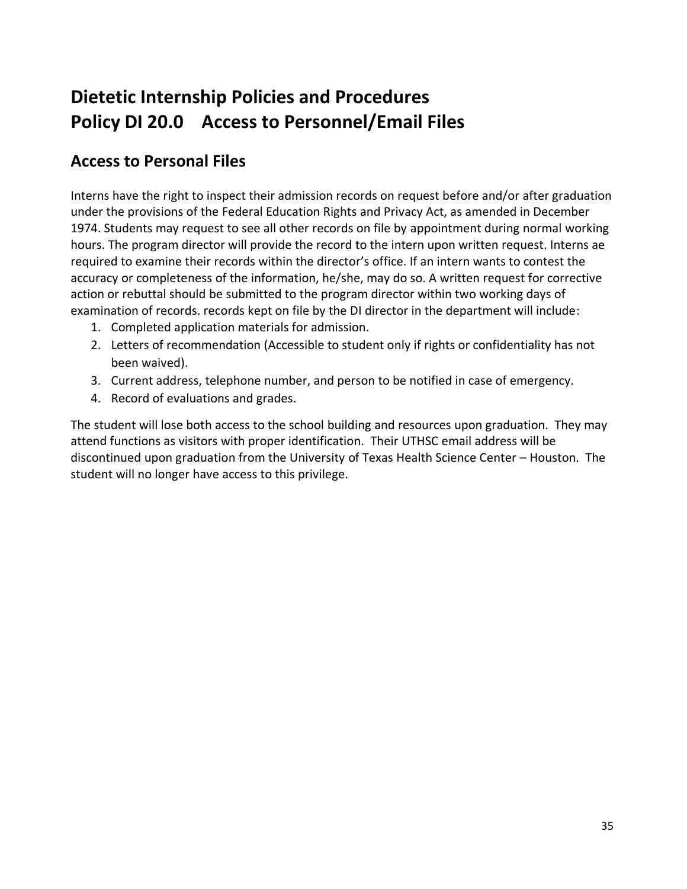# Dietetic Internship Policies and Procedures
# Policy DI 20.0 Access to Personnel/Email Files

## Access to Personal Files

Interns have the right to inspect their admission records on request before and/or after graduation under the provisions of the Federal Education Rights and Privacy Act, as amended in December 1974. Students may request to see all other records on file by appointment during normal working hours. The program director will provide the record to the intern upon written request. Interns ae required to examine their records within the director's office. If an intern wants to contest the accuracy or completeness of the information, he/she, may do so. A written request for corrective action or rebuttal should be submitted to the program director within two working days of examination of records. records kept on file by the DI director in the department will include:

1. Completed application materials for admission.
2. Letters of recommendation (Accessible to student only if rights or confidentiality has not been waived).
3. Current address, telephone number, and person to be notified in case of emergency.
4. Record of evaluations and grades.

The student will lose both access to the school building and resources upon graduation. They may attend functions as visitors with proper identification. Their UTHSC email address will be discontinued upon graduation from the University of Texas Health Science Center – Houston. The student will no longer have access to this privilege.